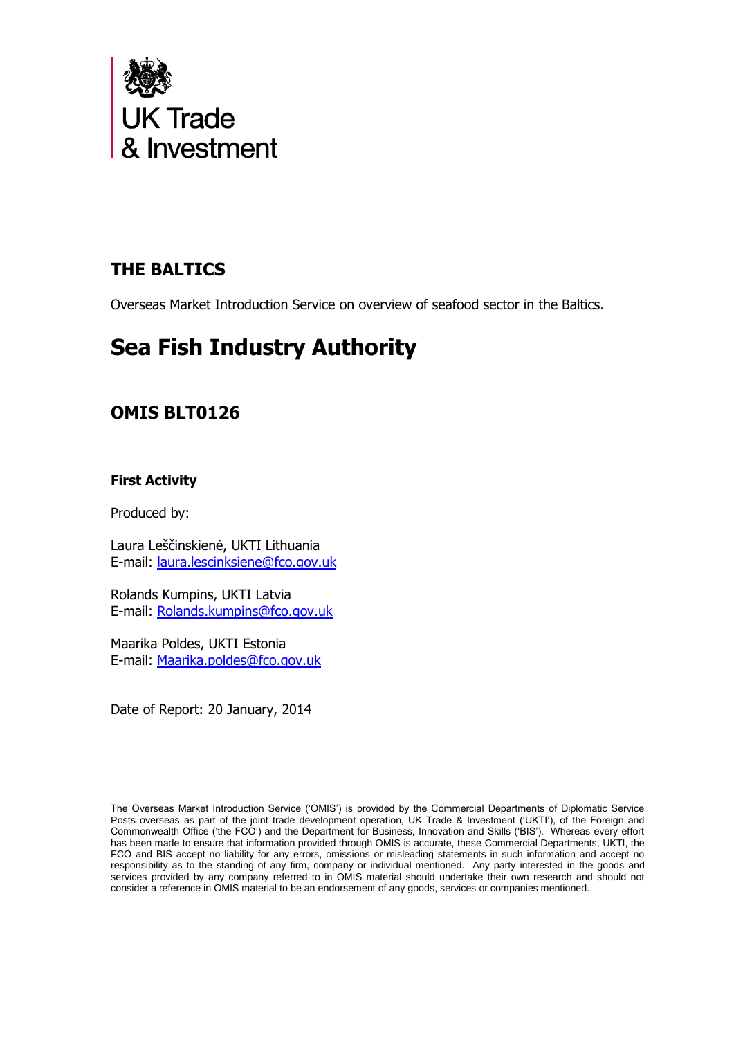UK Trade & Investment

# THE BALTICS

Overseas Market Introduction Service on overview of seafood sector in the Baltics.

# Sea Fish Industry Authority

## OMIS BLT0126

**First Activity**

Produced by:

Laura Leščinskienė, UKTI Lithuania
E-mail: laura.lescinksiene@fco.gov.uk

Rolands Kumpins, UKTI Latvia
E-mail: Rolands.kumpins@fco.gov.uk

Maarika Poldes, UKTI Estonia
E-mail: Maarika.poldes@fco.gov.uk

Date of Report: 20 January, 2014

The Overseas Market Introduction Service ('OMIS') is provided by the Commercial Departments of Diplomatic Service Posts overseas as part of the joint trade development operation, UK Trade & Investment ('UKTI'), of the Foreign and Commonwealth Office ('the FCO') and the Department for Business, Innovation and Skills ('BIS'). Whereas every effort has been made to ensure that information provided through OMIS is accurate, these Commercial Departments, UKTI, the FCO and BIS accept no liability for any errors, omissions or misleading statements in such information and accept no responsibility as to the standing of any firm, company or individual mentioned. Any party interested in the goods and services provided by any company referred to in OMIS material should undertake their own research and should not consider a reference in OMIS material to be an endorsement of any goods, services or companies mentioned.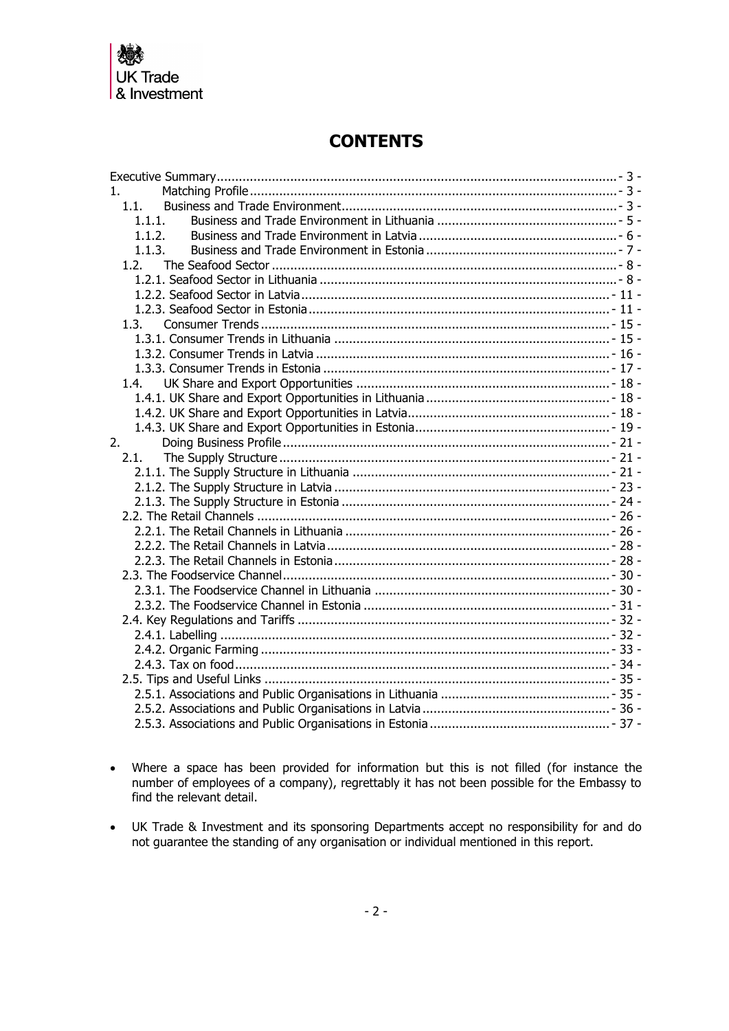# CONTENTS

Executive Summary ..... - 3 -
1. Matching Profile ..... - 3 -
  1.1. Business and Trade Environment ..... - 3 -
    1.1.1. Business and Trade Environment in Lithuania ..... - 5 -
    1.1.2. Business and Trade Environment in Latvia ..... - 6 -
    1.1.3. Business and Trade Environment in Estonia ..... - 7 -
  1.2. The Seafood Sector ..... - 8 -
    1.2.1. Seafood Sector in Lithuania ..... - 8 -
    1.2.2. Seafood Sector in Latvia ..... - 11 -
    1.2.3. Seafood Sector in Estonia ..... - 11 -
  1.3. Consumer Trends ..... - 15 -
    1.3.1. Consumer Trends in Lithuania ..... - 15 -
    1.3.2. Consumer Trends in Latvia ..... - 16 -
    1.3.3. Consumer Trends in Estonia ..... - 17 -
  1.4. UK Share and Export Opportunities ..... - 18 -
    1.4.1. UK Share and Export Opportunities in Lithuania ..... - 18 -
    1.4.2. UK Share and Export Opportunities in Latvia ..... - 18 -
    1.4.3. UK Share and Export Opportunities in Estonia ..... - 19 -
2. Doing Business Profile ..... - 21 -
  2.1. The Supply Structure ..... - 21 -
    2.1.1. The Supply Structure in Lithuania ..... - 21 -
    2.1.2. The Supply Structure in Latvia ..... - 23 -
    2.1.3. The Supply Structure in Estonia ..... - 24 -
  2.2. The Retail Channels ..... - 26 -
    2.2.1. The Retail Channels in Lithuania ..... - 26 -
    2.2.2. The Retail Channels in Latvia ..... - 28 -
    2.2.3. The Retail Channels in Estonia ..... - 28 -
  2.3. The Foodservice Channel ..... - 30 -
    2.3.1. The Foodservice Channel in Lithuania ..... - 30 -
    2.3.2. The Foodservice Channel in Estonia ..... - 31 -
  2.4. Key Regulations and Tariffs ..... - 32 -
    2.4.1. Labelling ..... - 32 -
    2.4.2. Organic Farming ..... - 33 -
    2.4.3. Tax on food ..... - 34 -
  2.5. Tips and Useful Links ..... - 35 -
    2.5.1. Associations and Public Organisations in Lithuania ..... - 35 -
    2.5.2. Associations and Public Organisations in Latvia ..... - 36 -
    2.5.3. Associations and Public Organisations in Estonia ..... - 37 -

- Where a space has been provided for information but this is not filled (for instance the number of employees of a company), regrettably it has not been possible for the Embassy to find the relevant detail.

- UK Trade & Investment and its sponsoring Departments accept no responsibility for and do not guarantee the standing of any organisation or individual mentioned in this report.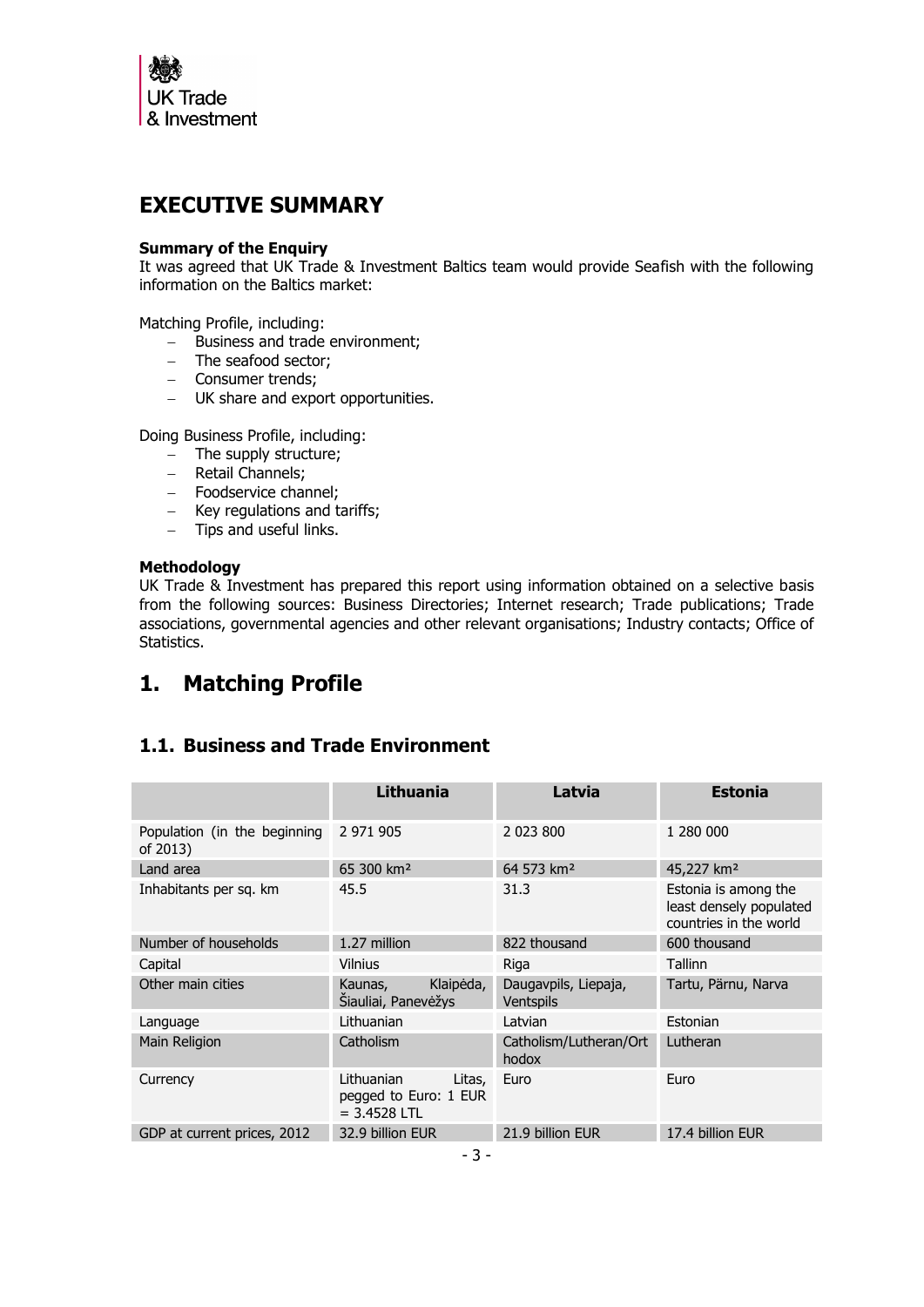# EXECUTIVE SUMMARY

**Summary of the Enquiry**

It was agreed that UK Trade & Investment Baltics team would provide Seafish with the following information on the Baltics market:

Matching Profile, including:

- Business and trade environment;
- The seafood sector;
- Consumer trends;
- UK share and export opportunities.

Doing Business Profile, including:

- The supply structure;
- Retail Channels;
- Foodservice channel;
- Key regulations and tariffs;
- Tips and useful links.

**Methodology**

UK Trade & Investment has prepared this report using information obtained on a selective basis from the following sources: Business Directories; Internet research; Trade publications; Trade associations, governmental agencies and other relevant organisations; Industry contacts; Office of Statistics.

# 1. Matching Profile

## 1.1. Business and Trade Environment

| | Lithuania | Latvia | Estonia |
|---|---|---|---|
| Population (in the beginning of 2013) | 2 971 905 | 2 023 800 | 1 280 000 |
| Land area | 65 300 km² | 64 573 km² | 45,227 km² |
| Inhabitants per sq. km | 45.5 | 31.3 | Estonia is among the least densely populated countries in the world |
| Number of households | 1.27 million | 822 thousand | 600 thousand |
| Capital | Vilnius | Riga | Tallinn |
| Other main cities | Kaunas, Klaipėda, Šiauliai, Panevėžys | Daugavpils, Liepaja, Ventspils | Tartu, Pärnu, Narva |
| Language | Lithuanian | Latvian | Estonian |
| Main Religion | Catholism | Catholism/Lutheran/Orthodox | Lutheran |
| Currency | Lithuanian Litas, pegged to Euro: 1 EUR = 3.4528 LTL | Euro | Euro |
| GDP at current prices, 2012 | 32.9 billion EUR | 21.9 billion EUR | 17.4 billion EUR |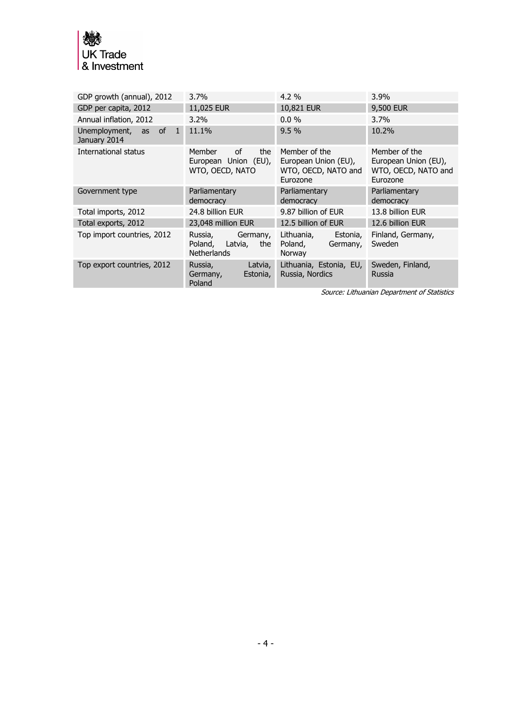| | | | |
|---|---|---|---|
| GDP growth (annual), 2012 | 3.7% | 4.2 % | 3.9% |
| GDP per capita, 2012 | 11,025 EUR | 10,821 EUR | 9,500 EUR |
| Annual inflation, 2012 | 3.2% | 0.0 % | 3.7% |
| Unemployment, as of 1 January 2014 | 11.1% | 9.5 % | 10.2% |
| International status | Member of the European Union (EU), WTO, OECD, NATO | Member of the European Union (EU), WTO, OECD, NATO and Eurozone | Member of the European Union (EU), WTO, OECD, NATO and Eurozone |
| Government type | Parliamentary democracy | Parliamentary democracy | Parliamentary democracy |
| Total imports, 2012 | 24.8 billion EUR | 9.87 billion of EUR | 13.8 billion EUR |
| Total exports, 2012 | 23,048 million EUR | 12.5 billion of EUR | 12.6 billion EUR |
| Top import countries, 2012 | Russia, Germany, Poland, Latvia, the Netherlands | Lithuania, Estonia, Poland, Germany, Norway | Finland, Germany, Sweden |
| Top export countries, 2012 | Russia, Latvia, Germany, Estonia, Poland | Lithuania, Estonia, EU, Russia, Nordics | Sweden, Finland, Russia |

*Source: Lithuanian Department of Statistics*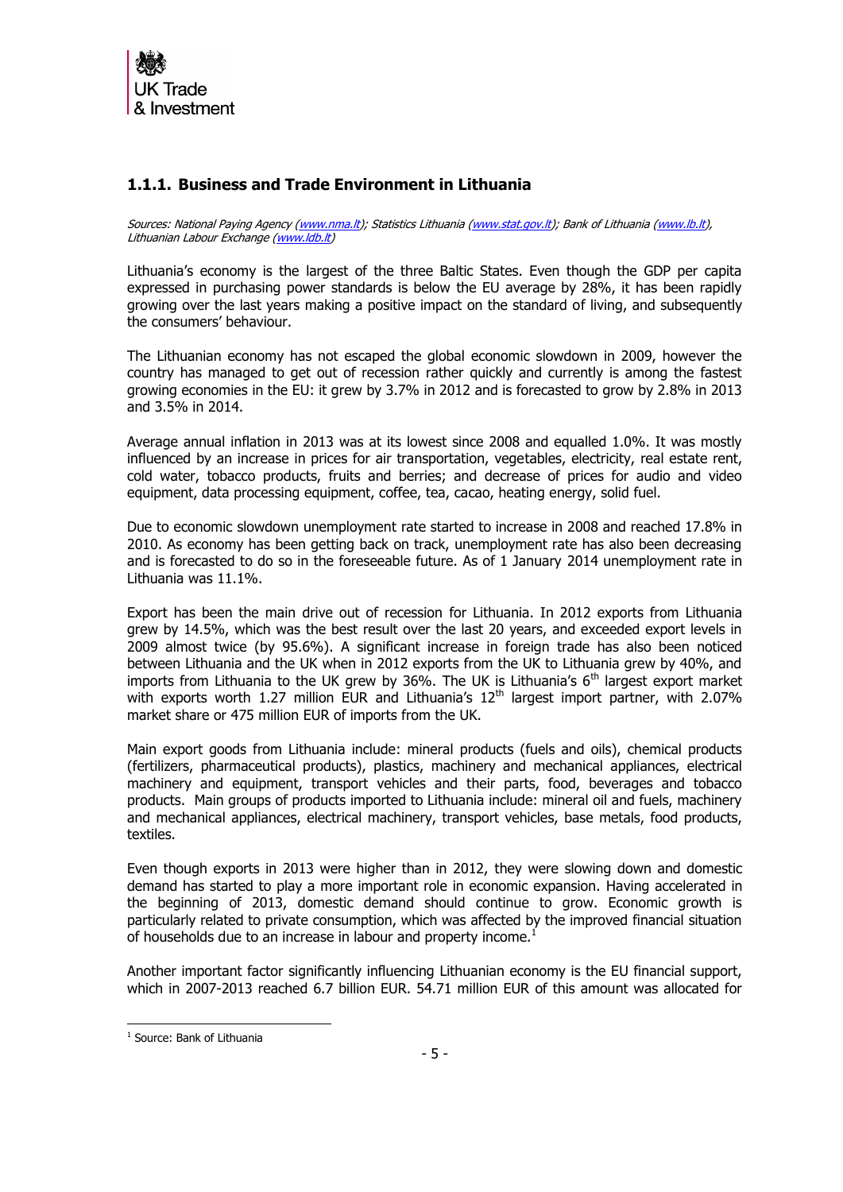### 1.1.1. Business and Trade Environment in Lithuania

*Sources: National Paying Agency (www.nma.lt); Statistics Lithuania (www.stat.gov.lt); Bank of Lithuania (www.lb.lt), Lithuanian Labour Exchange (www.ldb.lt)*

Lithuania's economy is the largest of the three Baltic States. Even though the GDP per capita expressed in purchasing power standards is below the EU average by 28%, it has been rapidly growing over the last years making a positive impact on the standard of living, and subsequently the consumers' behaviour.

The Lithuanian economy has not escaped the global economic slowdown in 2009, however the country has managed to get out of recession rather quickly and currently is among the fastest growing economies in the EU: it grew by 3.7% in 2012 and is forecasted to grow by 2.8% in 2013 and 3.5% in 2014.

Average annual inflation in 2013 was at its lowest since 2008 and equalled 1.0%. It was mostly influenced by an increase in prices for air transportation, vegetables, electricity, real estate rent, cold water, tobacco products, fruits and berries; and decrease of prices for audio and video equipment, data processing equipment, coffee, tea, cacao, heating energy, solid fuel.

Due to economic slowdown unemployment rate started to increase in 2008 and reached 17.8% in 2010. As economy has been getting back on track, unemployment rate has also been decreasing and is forecasted to do so in the foreseeable future. As of 1 January 2014 unemployment rate in Lithuania was 11.1%.

Export has been the main drive out of recession for Lithuania. In 2012 exports from Lithuania grew by 14.5%, which was the best result over the last 20 years, and exceeded export levels in 2009 almost twice (by 95.6%). A significant increase in foreign trade has also been noticed between Lithuania and the UK when in 2012 exports from the UK to Lithuania grew by 40%, and imports from Lithuania to the UK grew by 36%. The UK is Lithuania's 6th largest export market with exports worth 1.27 million EUR and Lithuania's 12th largest import partner, with 2.07% market share or 475 million EUR of imports from the UK.

Main export goods from Lithuania include: mineral products (fuels and oils), chemical products (fertilizers, pharmaceutical products), plastics, machinery and mechanical appliances, electrical machinery and equipment, transport vehicles and their parts, food, beverages and tobacco products. Main groups of products imported to Lithuania include: mineral oil and fuels, machinery and mechanical appliances, electrical machinery, transport vehicles, base metals, food products, textiles.

Even though exports in 2013 were higher than in 2012, they were slowing down and domestic demand has started to play a more important role in economic expansion. Having accelerated in the beginning of 2013, domestic demand should continue to grow. Economic growth is particularly related to private consumption, which was affected by the improved financial situation of households due to an increase in labour and property income.[1]

Another important factor significantly influencing Lithuanian economy is the EU financial support, which in 2007-2013 reached 6.7 billion EUR. 54.71 million EUR of this amount was allocated for

---

[1] Source: Bank of Lithuania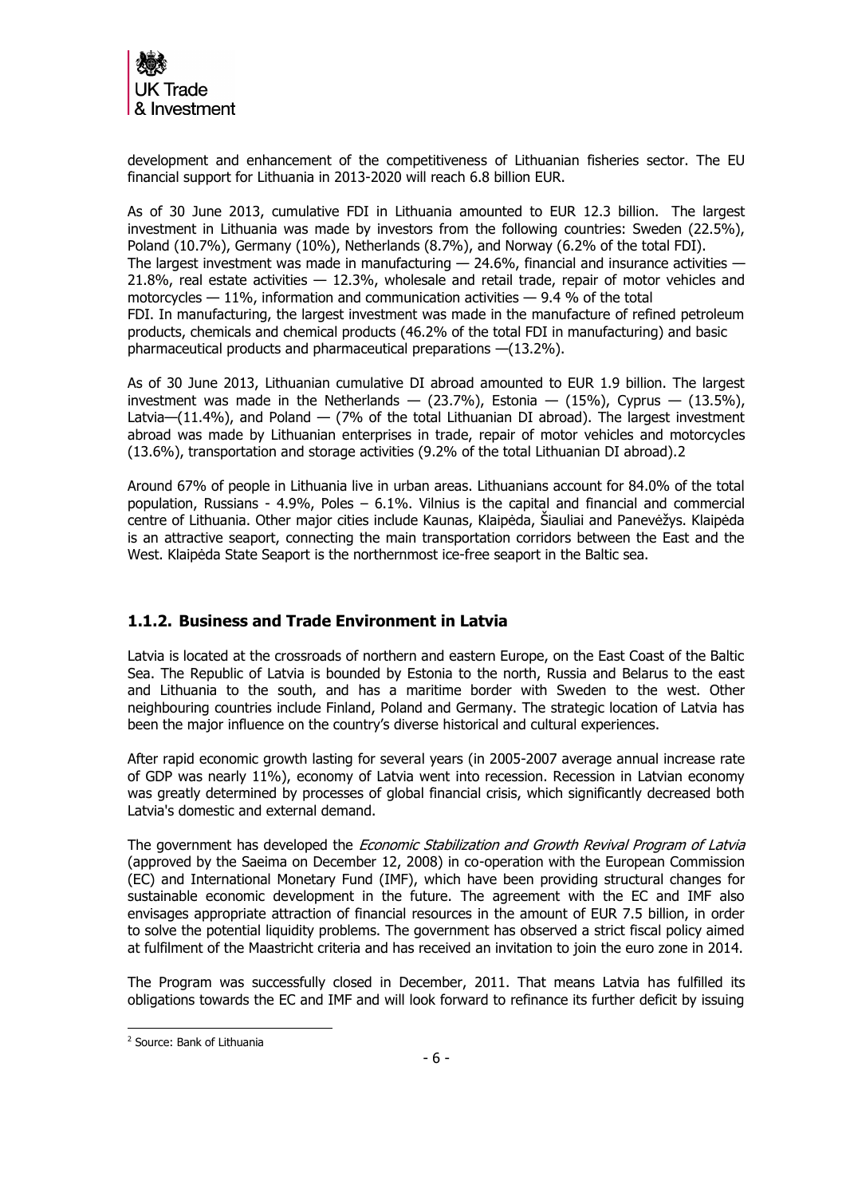development and enhancement of the competitiveness of Lithuanian fisheries sector. The EU financial support for Lithuania in 2013-2020 will reach 6.8 billion EUR.

As of 30 June 2013, cumulative FDI in Lithuania amounted to EUR 12.3 billion. The largest investment in Lithuania was made by investors from the following countries: Sweden (22.5%), Poland (10.7%), Germany (10%), Netherlands (8.7%), and Norway (6.2% of the total FDI). The largest investment was made in manufacturing — 24.6%, financial and insurance activities — 21.8%, real estate activities — 12.3%, wholesale and retail trade, repair of motor vehicles and motorcycles — 11%, information and communication activities — 9.4 % of the total FDI. In manufacturing, the largest investment was made in the manufacture of refined petroleum products, chemicals and chemical products (46.2% of the total FDI in manufacturing) and basic pharmaceutical products and pharmaceutical preparations —(13.2%).

As of 30 June 2013, Lithuanian cumulative DI abroad amounted to EUR 1.9 billion. The largest investment was made in the Netherlands — (23.7%), Estonia — (15%), Cyprus — (13.5%), Latvia—(11.4%), and Poland — (7% of the total Lithuanian DI abroad). The largest investment abroad was made by Lithuanian enterprises in trade, repair of motor vehicles and motorcycles (13.6%), transportation and storage activities (9.2% of the total Lithuanian DI abroad).[2]

Around 67% of people in Lithuania live in urban areas. Lithuanians account for 84.0% of the total population, Russians - 4.9%, Poles – 6.1%. Vilnius is the capital and financial and commercial centre of Lithuania. Other major cities include Kaunas, Klaipėda, Šiauliai and Panevėžys. Klaipėda is an attractive seaport, connecting the main transportation corridors between the East and the West. Klaipėda State Seaport is the northernmost ice-free seaport in the Baltic sea.

### 1.1.2. Business and Trade Environment in Latvia

Latvia is located at the crossroads of northern and eastern Europe, on the East Coast of the Baltic Sea. The Republic of Latvia is bounded by Estonia to the north, Russia and Belarus to the east and Lithuania to the south, and has a maritime border with Sweden to the west. Other neighbouring countries include Finland, Poland and Germany. The strategic location of Latvia has been the major influence on the country's diverse historical and cultural experiences.

After rapid economic growth lasting for several years (in 2005-2007 average annual increase rate of GDP was nearly 11%), economy of Latvia went into recession. Recession in Latvian economy was greatly determined by processes of global financial crisis, which significantly decreased both Latvia's domestic and external demand.

The government has developed the *Economic Stabilization and Growth Revival Program of Latvia* (approved by the Saeima on December 12, 2008) in co-operation with the European Commission (EC) and International Monetary Fund (IMF), which have been providing structural changes for sustainable economic development in the future. The agreement with the EC and IMF also envisages appropriate attraction of financial resources in the amount of EUR 7.5 billion, in order to solve the potential liquidity problems. The government has observed a strict fiscal policy aimed at fulfilment of the Maastricht criteria and has received an invitation to join the euro zone in 2014.

The Program was successfully closed in December, 2011. That means Latvia has fulfilled its obligations towards the EC and IMF and will look forward to refinance its further deficit by issuing

[2] Source: Bank of Lithuania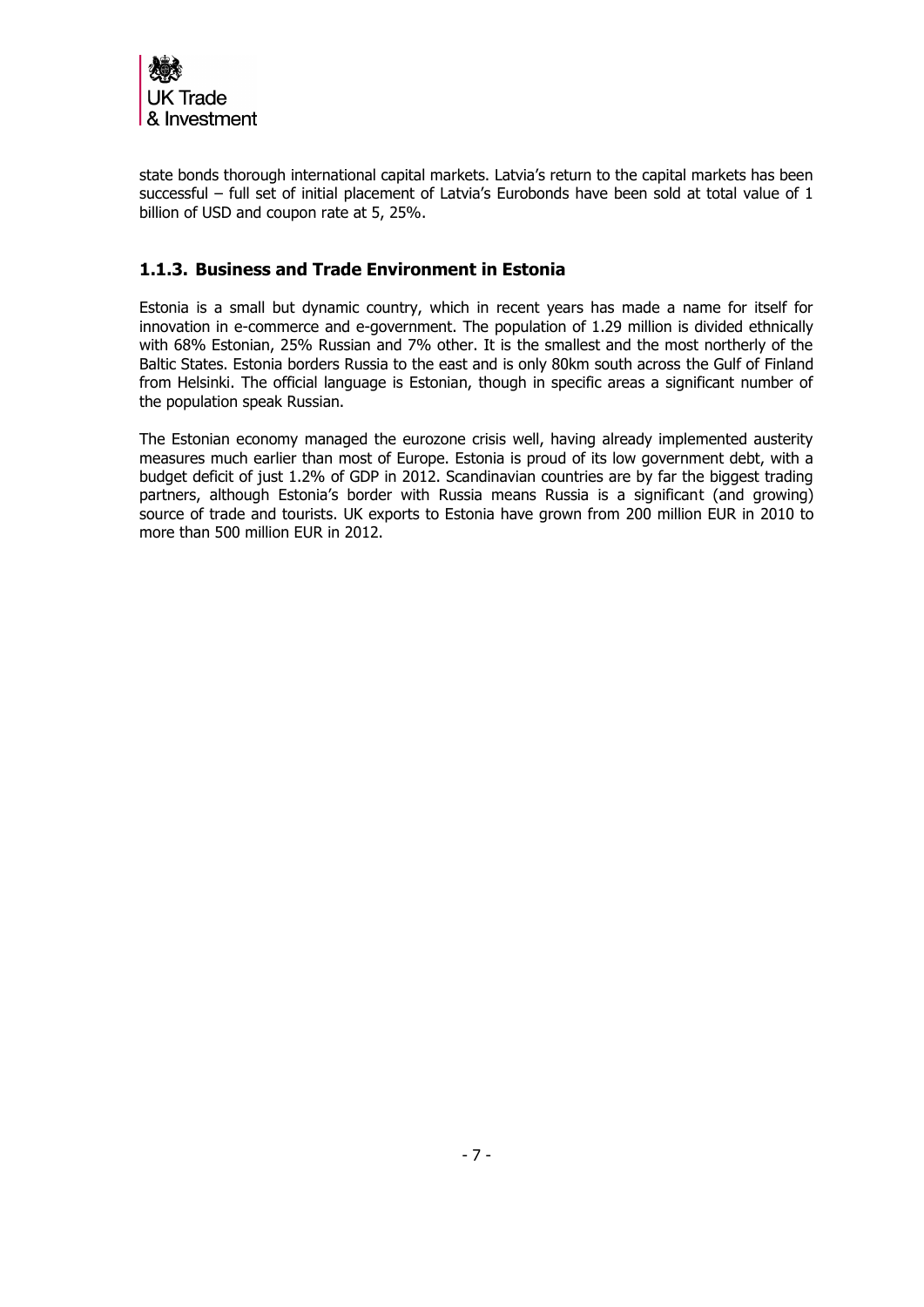state bonds thorough international capital markets. Latvia's return to the capital markets has been successful – full set of initial placement of Latvia's Eurobonds have been sold at total value of 1 billion of USD and coupon rate at 5, 25%.

### 1.1.3. Business and Trade Environment in Estonia

Estonia is a small but dynamic country, which in recent years has made a name for itself for innovation in e-commerce and e-government. The population of 1.29 million is divided ethnically with 68% Estonian, 25% Russian and 7% other. It is the smallest and the most northerly of the Baltic States. Estonia borders Russia to the east and is only 80km south across the Gulf of Finland from Helsinki. The official language is Estonian, though in specific areas a significant number of the population speak Russian.

The Estonian economy managed the eurozone crisis well, having already implemented austerity measures much earlier than most of Europe. Estonia is proud of its low government debt, with a budget deficit of just 1.2% of GDP in 2012. Scandinavian countries are by far the biggest trading partners, although Estonia's border with Russia means Russia is a significant (and growing) source of trade and tourists. UK exports to Estonia have grown from 200 million EUR in 2010 to more than 500 million EUR in 2012.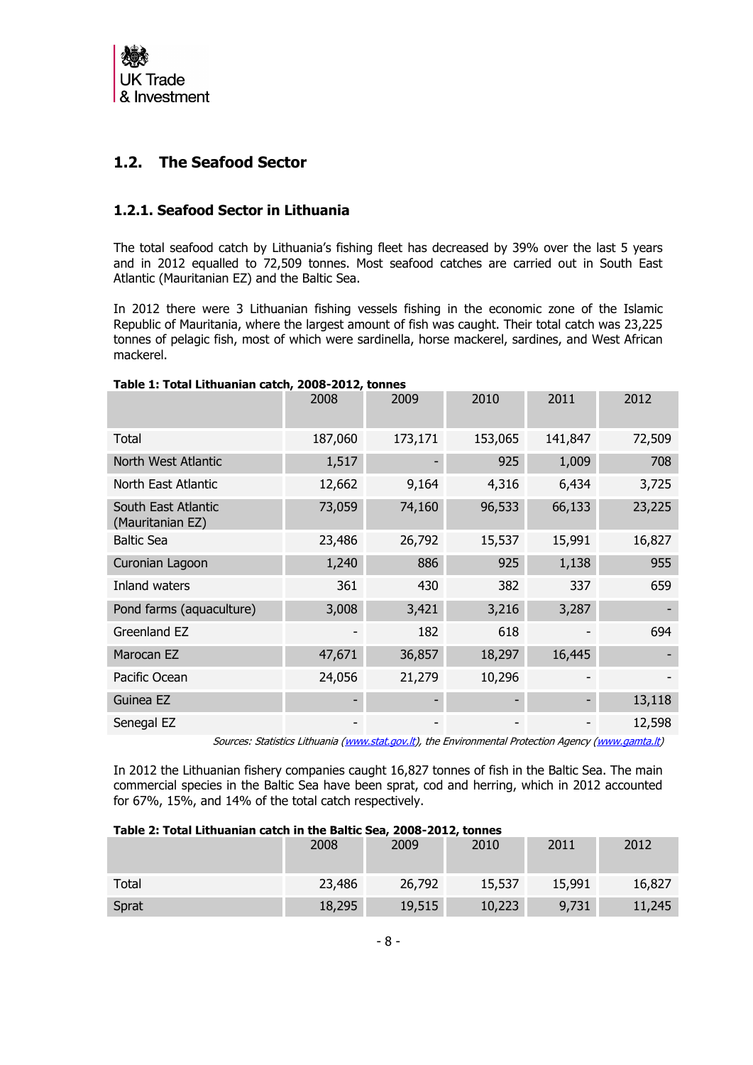## 1.2. The Seafood Sector

### 1.2.1. Seafood Sector in Lithuania

The total seafood catch by Lithuania's fishing fleet has decreased by 39% over the last 5 years and in 2012 equalled to 72,509 tonnes. Most seafood catches are carried out in South East Atlantic (Mauritanian EZ) and the Baltic Sea.

In 2012 there were 3 Lithuanian fishing vessels fishing in the economic zone of the Islamic Republic of Mauritania, where the largest amount of fish was caught. Their total catch was 23,225 tonnes of pelagic fish, most of which were sardinella, horse mackerel, sardines, and West African mackerel.

**Table 1: Total Lithuanian catch, 2008-2012, tonnes**

| | 2008 | 2009 | 2010 | 2011 | 2012 |
|---|---|---|---|---|---|
| Total | 187,060 | 173,171 | 153,065 | 141,847 | 72,509 |
| North West Atlantic | 1,517 | - | 925 | 1,009 | 708 |
| North East Atlantic | 12,662 | 9,164 | 4,316 | 6,434 | 3,725 |
| South East Atlantic (Mauritanian EZ) | 73,059 | 74,160 | 96,533 | 66,133 | 23,225 |
| Baltic Sea | 23,486 | 26,792 | 15,537 | 15,991 | 16,827 |
| Curonian Lagoon | 1,240 | 886 | 925 | 1,138 | 955 |
| Inland waters | 361 | 430 | 382 | 337 | 659 |
| Pond farms (aquaculture) | 3,008 | 3,421 | 3,216 | 3,287 | - |
| Greenland EZ | - | 182 | 618 | - | 694 |
| Marocan EZ | 47,671 | 36,857 | 18,297 | 16,445 | - |
| Pacific Ocean | 24,056 | 21,279 | 10,296 | - | - |
| Guinea EZ | - | - | - | - | 13,118 |
| Senegal EZ | - | - | - | - | 12,598 |

*Sources: Statistics Lithuania (www.stat.gov.lt), the Environmental Protection Agency (www.gamta.lt)*

In 2012 the Lithuanian fishery companies caught 16,827 tonnes of fish in the Baltic Sea. The main commercial species in the Baltic Sea have been sprat, cod and herring, which in 2012 accounted for 67%, 15%, and 14% of the total catch respectively.

**Table 2: Total Lithuanian catch in the Baltic Sea, 2008-2012, tonnes**

| | 2008 | 2009 | 2010 | 2011 | 2012 |
|---|---|---|---|---|---|
| Total | 23,486 | 26,792 | 15,537 | 15,991 | 16,827 |
| Sprat | 18,295 | 19,515 | 10,223 | 9,731 | 11,245 |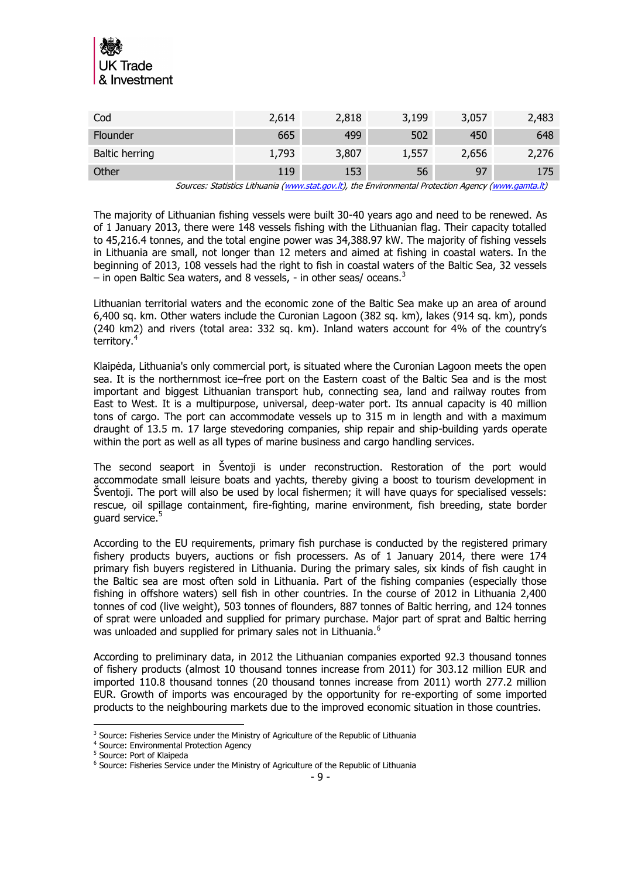| | | | | | |
|---|---|---|---|---|---|
| Cod | 2,614 | 2,818 | 3,199 | 3,057 | 2,483 |
| Flounder | 665 | 499 | 502 | 450 | 648 |
| Baltic herring | 1,793 | 3,807 | 1,557 | 2,656 | 2,276 |
| Other | 119 | 153 | 56 | 97 | 175 |

*Sources: Statistics Lithuania (www.stat.gov.lt), the Environmental Protection Agency (www.gamta.lt)*

The majority of Lithuanian fishing vessels were built 30-40 years ago and need to be renewed. As of 1 January 2013, there were 148 vessels fishing with the Lithuanian flag. Their capacity totalled to 45,216.4 tonnes, and the total engine power was 34,388.97 kW. The majority of fishing vessels in Lithuania are small, not longer than 12 meters and aimed at fishing in coastal waters. In the beginning of 2013, 108 vessels had the right to fish in coastal waters of the Baltic Sea, 32 vessels – in open Baltic Sea waters, and 8 vessels, - in other seas/ oceans.[3]

Lithuanian territorial waters and the economic zone of the Baltic Sea make up an area of around 6,400 sq. km. Other waters include the Curonian Lagoon (382 sq. km), lakes (914 sq. km), ponds (240 km2) and rivers (total area: 332 sq. km). Inland waters account for 4% of the country's territory.[4]

Klaipėda, Lithuania's only commercial port, is situated where the Curonian Lagoon meets the open sea. It is the northernmost ice–free port on the Eastern coast of the Baltic Sea and is the most important and biggest Lithuanian transport hub, connecting sea, land and railway routes from East to West. It is a multipurpose, universal, deep-water port. Its annual capacity is 40 million tons of cargo. The port can accommodate vessels up to 315 m in length and with a maximum draught of 13.5 m. 17 large stevedoring companies, ship repair and ship-building yards operate within the port as well as all types of marine business and cargo handling services.

The second seaport in Šventoji is under reconstruction. Restoration of the port would accommodate small leisure boats and yachts, thereby giving a boost to tourism development in Šventoji. The port will also be used by local fishermen; it will have quays for specialised vessels: rescue, oil spillage containment, fire-fighting, marine environment, fish breeding, state border guard service.[5]

According to the EU requirements, primary fish purchase is conducted by the registered primary fishery products buyers, auctions or fish processers. As of 1 January 2014, there were 174 primary fish buyers registered in Lithuania. During the primary sales, six kinds of fish caught in the Baltic sea are most often sold in Lithuania. Part of the fishing companies (especially those fishing in offshore waters) sell fish in other countries. In the course of 2012 in Lithuania 2,400 tonnes of cod (live weight), 503 tonnes of flounders, 887 tonnes of Baltic herring, and 124 tonnes of sprat were unloaded and supplied for primary purchase. Major part of sprat and Baltic herring was unloaded and supplied for primary sales not in Lithuania.[6]

According to preliminary data, in 2012 the Lithuanian companies exported 92.3 thousand tonnes of fishery products (almost 10 thousand tonnes increase from 2011) for 303.12 million EUR and imported 110.8 thousand tonnes (20 thousand tonnes increase from 2011) worth 277.2 million EUR. Growth of imports was encouraged by the opportunity for re-exporting of some imported products to the neighbouring markets due to the improved economic situation in those countries.

[3] Source: Fisheries Service under the Ministry of Agriculture of the Republic of Lithuania
[4] Source: Environmental Protection Agency
[5] Source: Port of Klaipeda
[6] Source: Fisheries Service under the Ministry of Agriculture of the Republic of Lithuania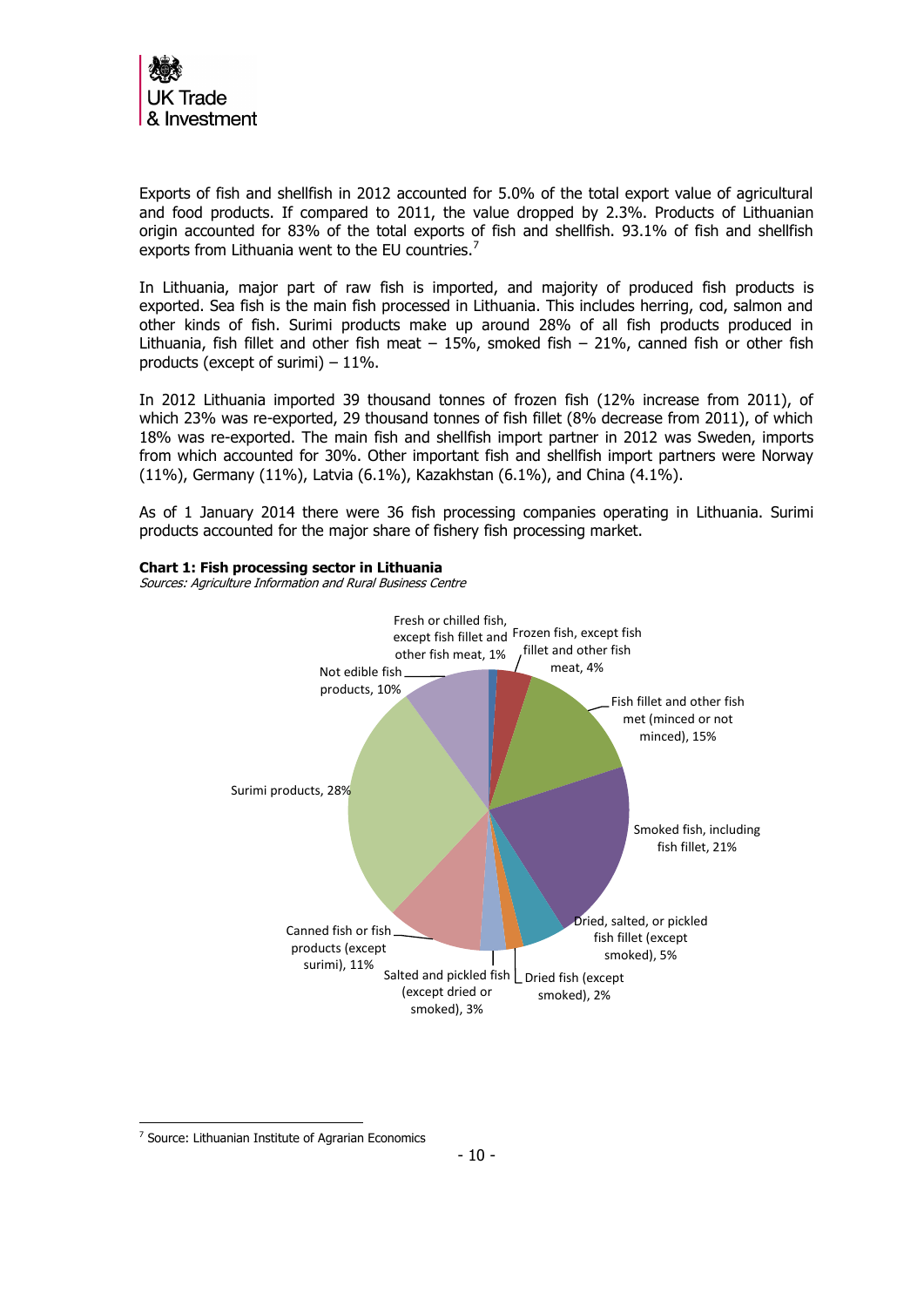Exports of fish and shellfish in 2012 accounted for 5.0% of the total export value of agricultural and food products. If compared to 2011, the value dropped by 2.3%. Products of Lithuanian origin accounted for 83% of the total exports of fish and shellfish. 93.1% of fish and shellfish exports from Lithuania went to the EU countries.[7]

In Lithuania, major part of raw fish is imported, and majority of produced fish products is exported. Sea fish is the main fish processed in Lithuania. This includes herring, cod, salmon and other kinds of fish. Surimi products make up around 28% of all fish products produced in Lithuania, fish fillet and other fish meat – 15%, smoked fish – 21%, canned fish or other fish products (except of surimi) – 11%.

In 2012 Lithuania imported 39 thousand tonnes of frozen fish (12% increase from 2011), of which 23% was re-exported, 29 thousand tonnes of fish fillet (8% decrease from 2011), of which 18% was re-exported. The main fish and shellfish import partner in 2012 was Sweden, imports from which accounted for 30%. Other important fish and shellfish import partners were Norway (11%), Germany (11%), Latvia (6.1%), Kazakhstan (6.1%), and China (4.1%).

As of 1 January 2014 there were 36 fish processing companies operating in Lithuania. Surimi products accounted for the major share of fishery fish processing market.

**Chart 1: Fish processing sector in Lithuania**
*Sources: Agriculture Information and Rural Business Centre*

- Fresh or chilled fish, except fish fillet and other fish meat, 1%
- Frozen fish, except fish fillet and other fish meat, 4%
- Fish fillet and other fish met (minced or not minced), 15%
- Smoked fish, including fish fillet, 21%
- Dried, salted, or pickled fish fillet (except smoked), 5%
- Dried fish (except smoked), 2%
- Salted and pickled fish (except dried or smoked), 3%
- Canned fish or fish products (except surimi), 11%
- Surimi products, 28%
- Not edible fish products, 10%

[7] Source: Lithuanian Institute of Agrarian Economics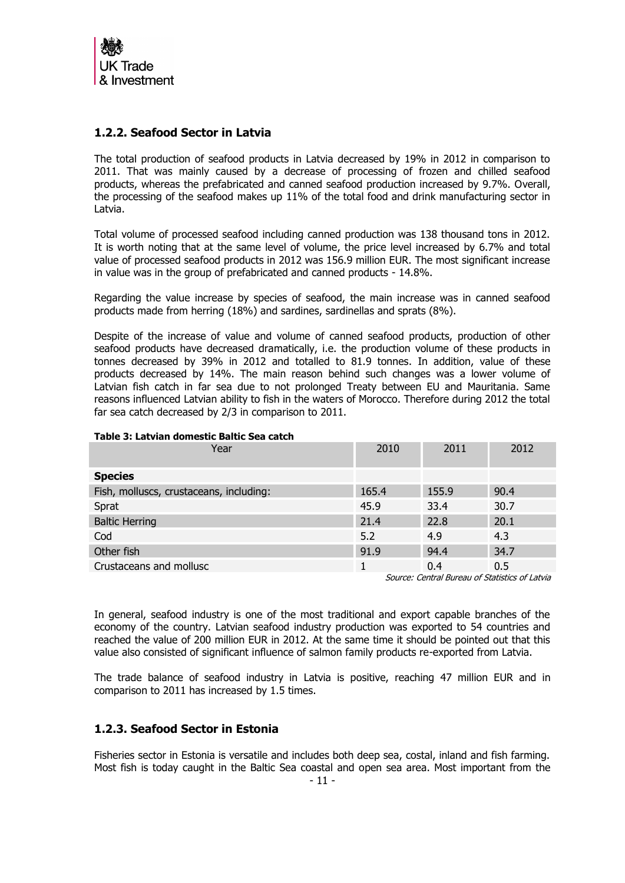### 1.2.2. Seafood Sector in Latvia

The total production of seafood products in Latvia decreased by 19% in 2012 in comparison to 2011. That was mainly caused by a decrease of processing of frozen and chilled seafood products, whereas the prefabricated and canned seafood production increased by 9.7%. Overall, the processing of the seafood makes up 11% of the total food and drink manufacturing sector in Latvia.

Total volume of processed seafood including canned production was 138 thousand tons in 2012. It is worth noting that at the same level of volume, the price level increased by 6.7% and total value of processed seafood products in 2012 was 156.9 million EUR. The most significant increase in value was in the group of prefabricated and canned products - 14.8%.

Regarding the value increase by species of seafood, the main increase was in canned seafood products made from herring (18%) and sardines, sardinellas and sprats (8%).

Despite of the increase of value and volume of canned seafood products, production of other seafood products have decreased dramatically, i.e. the production volume of these products in tonnes decreased by 39% in 2012 and totalled to 81.9 tonnes. In addition, value of these products decreased by 14%. The main reason behind such changes was a lower volume of Latvian fish catch in far sea due to not prolonged Treaty between EU and Mauritania. Same reasons influenced Latvian ability to fish in the waters of Morocco. Therefore during 2012 the total far sea catch decreased by 2/3 in comparison to 2011.

**Table 3: Latvian domestic Baltic Sea catch**

| Year | 2010 | 2011 | 2012 |
|---|---|---|---|
| **Species** | | | |
| Fish, molluscs, crustaceans, including: | 165.4 | 155.9 | 90.4 |
| Sprat | 45.9 | 33.4 | 30.7 |
| Baltic Herring | 21.4 | 22.8 | 20.1 |
| Cod | 5.2 | 4.9 | 4.3 |
| Other fish | 91.9 | 94.4 | 34.7 |
| Crustaceans and mollusc | 1 | 0.4 | 0.5 |

*Source: Central Bureau of Statistics of Latvia*

In general, seafood industry is one of the most traditional and export capable branches of the economy of the country. Latvian seafood industry production was exported to 54 countries and reached the value of 200 million EUR in 2012. At the same time it should be pointed out that this value also consisted of significant influence of salmon family products re-exported from Latvia.

The trade balance of seafood industry in Latvia is positive, reaching 47 million EUR and in comparison to 2011 has increased by 1.5 times.

### 1.2.3. Seafood Sector in Estonia

Fisheries sector in Estonia is versatile and includes both deep sea, costal, inland and fish farming. Most fish is today caught in the Baltic Sea coastal and open sea area. Most important from the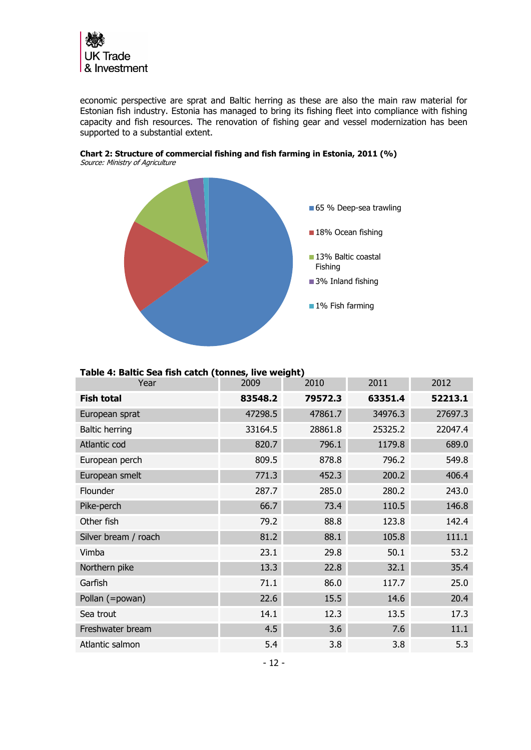economic perspective are sprat and Baltic herring as these are also the main raw material for Estonian fish industry. Estonia has managed to bring its fishing fleet into compliance with fishing capacity and fish resources. The renovation of fishing gear and vessel modernization has been supported to a substantial extent.

**Chart 2: Structure of commercial fishing and fish farming in Estonia, 2011 (%)**
*Source: Ministry of Agriculture*

- 65 % Deep-sea trawling
- 18% Ocean fishing
- 13% Baltic coastal Fishing
- 3% Inland fishing
- 1% Fish farming

**Table 4: Baltic Sea fish catch (tonnes, live weight)**

| Year | 2009 | 2010 | 2011 | 2012 |
|---|---|---|---|---|
| **Fish total** | **83548.2** | **79572.3** | **63351.4** | **52213.1** |
| European sprat | 47298.5 | 47861.7 | 34976.3 | 27697.3 |
| Baltic herring | 33164.5 | 28861.8 | 25325.2 | 22047.4 |
| Atlantic cod | 820.7 | 796.1 | 1179.8 | 689.0 |
| European perch | 809.5 | 878.8 | 796.2 | 549.8 |
| European smelt | 771.3 | 452.3 | 200.2 | 406.4 |
| Flounder | 287.7 | 285.0 | 280.2 | 243.0 |
| Pike-perch | 66.7 | 73.4 | 110.5 | 146.8 |
| Other fish | 79.2 | 88.8 | 123.8 | 142.4 |
| Silver bream / roach | 81.2 | 88.1 | 105.8 | 111.1 |
| Vimba | 23.1 | 29.8 | 50.1 | 53.2 |
| Northern pike | 13.3 | 22.8 | 32.1 | 35.4 |
| Garfish | 71.1 | 86.0 | 117.7 | 25.0 |
| Pollan (=powan) | 22.6 | 15.5 | 14.6 | 20.4 |
| Sea trout | 14.1 | 12.3 | 13.5 | 17.3 |
| Freshwater bream | 4.5 | 3.6 | 7.6 | 11.1 |
| Atlantic salmon | 5.4 | 3.8 | 3.8 | 5.3 |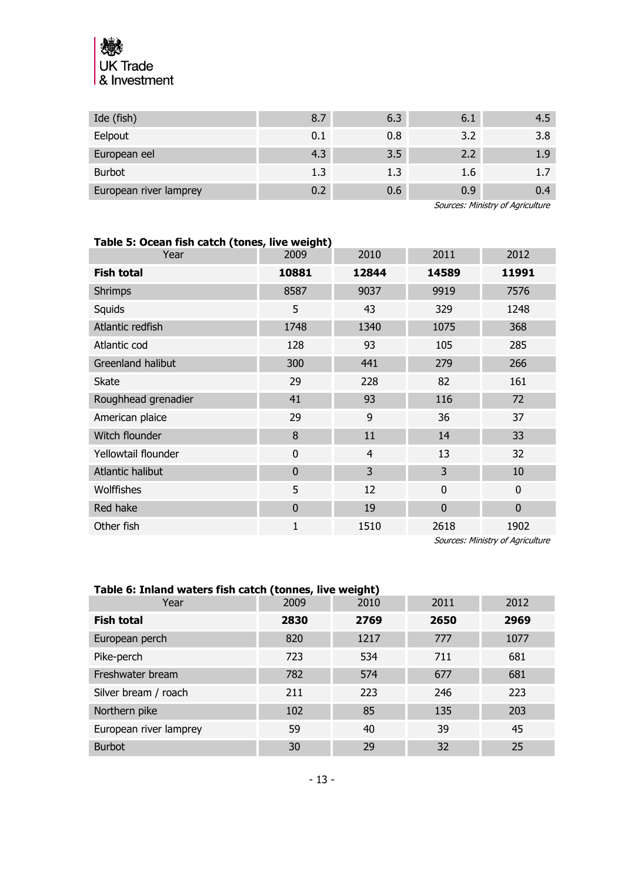| | | | | |
|---|---|---|---|---|
| Ide (fish) | 8.7 | 6.3 | 6.1 | 4.5 |
| Eelpout | 0.1 | 0.8 | 3.2 | 3.8 |
| European eel | 4.3 | 3.5 | 2.2 | 1.9 |
| Burbot | 1.3 | 1.3 | 1.6 | 1.7 |
| European river lamprey | 0.2 | 0.6 | 0.9 | 0.4 |

*Sources: Ministry of Agriculture*

**Table 5: Ocean fish catch (tones, live weight)**

| Year | 2009 | 2010 | 2011 | 2012 |
|---|---|---|---|---|
| **Fish total** | **10881** | **12844** | **14589** | **11991** |
| Shrimps | 8587 | 9037 | 9919 | 7576 |
| Squids | 5 | 43 | 329 | 1248 |
| Atlantic redfish | 1748 | 1340 | 1075 | 368 |
| Atlantic cod | 128 | 93 | 105 | 285 |
| Greenland halibut | 300 | 441 | 279 | 266 |
| Skate | 29 | 228 | 82 | 161 |
| Roughhead grenadier | 41 | 93 | 116 | 72 |
| American plaice | 29 | 9 | 36 | 37 |
| Witch flounder | 8 | 11 | 14 | 33 |
| Yellowtail flounder | 0 | 4 | 13 | 32 |
| Atlantic halibut | 0 | 3 | 3 | 10 |
| Wolffishes | 5 | 12 | 0 | 0 |
| Red hake | 0 | 19 | 0 | 0 |
| Other fish | 1 | 1510 | 2618 | 1902 |

*Sources: Ministry of Agriculture*

**Table 6: Inland waters fish catch (tonnes, live weight)**

| Year | 2009 | 2010 | 2011 | 2012 |
|---|---|---|---|---|
| **Fish total** | **2830** | **2769** | **2650** | **2969** |
| European perch | 820 | 1217 | 777 | 1077 |
| Pike-perch | 723 | 534 | 711 | 681 |
| Freshwater bream | 782 | 574 | 677 | 681 |
| Silver bream / roach | 211 | 223 | 246 | 223 |
| Northern pike | 102 | 85 | 135 | 203 |
| European river lamprey | 59 | 40 | 39 | 45 |
| Burbot | 30 | 29 | 32 | 25 |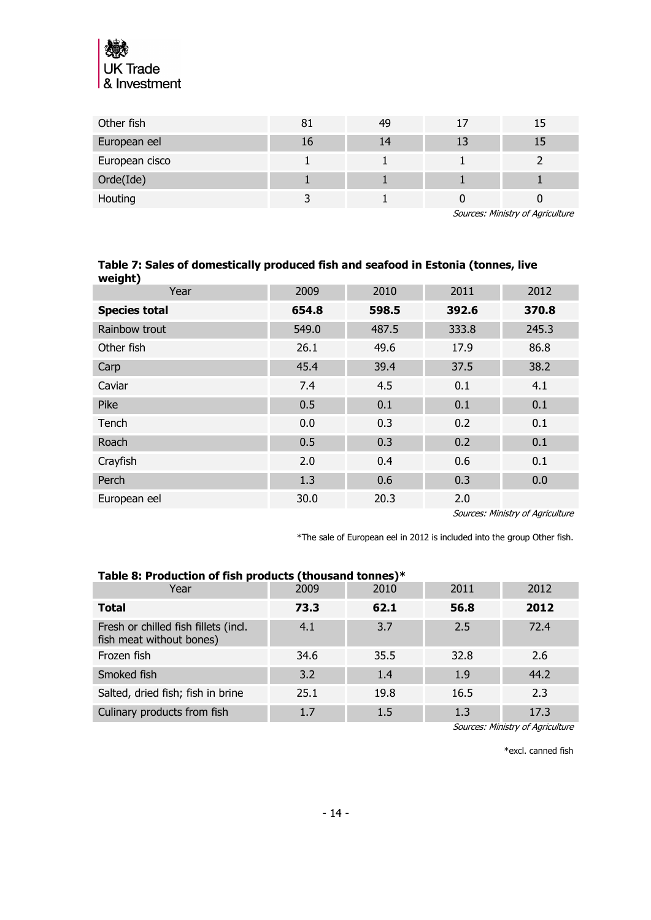| Other fish | 81 | 49 | 17 | 15 |
|---|---|---|---|---|
| European eel | 16 | 14 | 13 | 15 |
| European cisco | 1 | 1 | 1 | 2 |
| Orde(Ide) | 1 | 1 | 1 | 1 |
| Houting | 3 | 1 | 0 | 0 |

*Sources: Ministry of Agriculture*

**Table 7: Sales of domestically produced fish and seafood in Estonia (tonnes, live weight)**

| Year | 2009 | 2010 | 2011 | 2012 |
|---|---|---|---|---|
| **Species total** | **654.8** | **598.5** | **392.6** | **370.8** |
| Rainbow trout | 549.0 | 487.5 | 333.8 | 245.3 |
| Other fish | 26.1 | 49.6 | 17.9 | 86.8 |
| Carp | 45.4 | 39.4 | 37.5 | 38.2 |
| Caviar | 7.4 | 4.5 | 0.1 | 4.1 |
| Pike | 0.5 | 0.1 | 0.1 | 0.1 |
| Tench | 0.0 | 0.3 | 0.2 | 0.1 |
| Roach | 0.5 | 0.3 | 0.2 | 0.1 |
| Crayfish | 2.0 | 0.4 | 0.6 | 0.1 |
| Perch | 1.3 | 0.6 | 0.3 | 0.0 |
| European eel | 30.0 | 20.3 | 2.0 | |

*Sources: Ministry of Agriculture*

*The sale of European eel in 2012 is included into the group Other fish.

**Table 8: Production of fish products (thousand tonnes)***

| Year | 2009 | 2010 | 2011 | 2012 |
|---|---|---|---|---|
| **Total** | **73.3** | **62.1** | **56.8** | **2012** |
| Fresh or chilled fish fillets (incl. fish meat without bones) | 4.1 | 3.7 | 2.5 | 72.4 |
| Frozen fish | 34.6 | 35.5 | 32.8 | 2.6 |
| Smoked fish | 3.2 | 1.4 | 1.9 | 44.2 |
| Salted, dried fish; fish in brine | 25.1 | 19.8 | 16.5 | 2.3 |
| Culinary products from fish | 1.7 | 1.5 | 1.3 | 17.3 |

*Sources: Ministry of Agriculture*

*excl. canned fish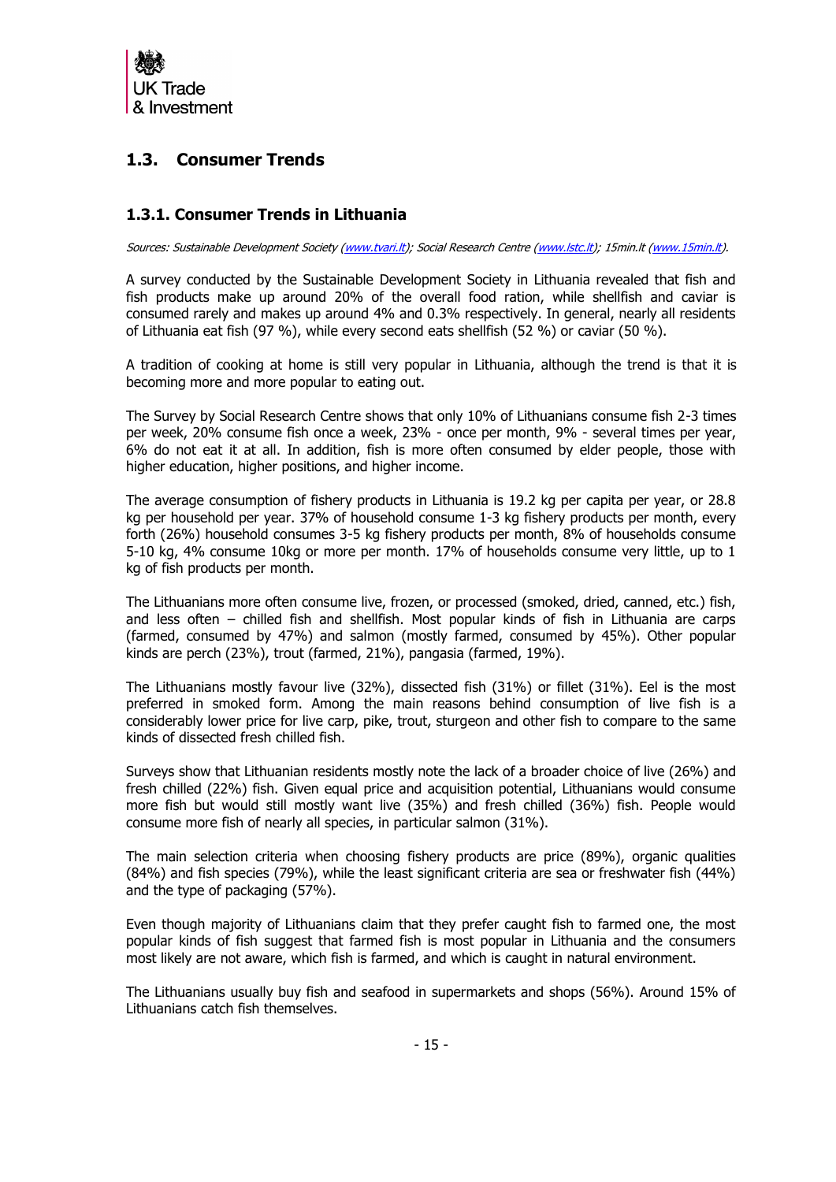## 1.3. Consumer Trends

### 1.3.1. Consumer Trends in Lithuania

*Sources: Sustainable Development Society (www.tvari.lt); Social Research Centre (www.lstc.lt); 15min.lt (www.15min.lt).*

A survey conducted by the Sustainable Development Society in Lithuania revealed that fish and fish products make up around 20% of the overall food ration, while shellfish and caviar is consumed rarely and makes up around 4% and 0.3% respectively. In general, nearly all residents of Lithuania eat fish (97 %), while every second eats shellfish (52 %) or caviar (50 %).

A tradition of cooking at home is still very popular in Lithuania, although the trend is that it is becoming more and more popular to eating out.

The Survey by Social Research Centre shows that only 10% of Lithuanians consume fish 2-3 times per week, 20% consume fish once a week, 23% - once per month, 9% - several times per year, 6% do not eat it at all. In addition, fish is more often consumed by elder people, those with higher education, higher positions, and higher income.

The average consumption of fishery products in Lithuania is 19.2 kg per capita per year, or 28.8 kg per household per year. 37% of household consume 1-3 kg fishery products per month, every forth (26%) household consumes 3-5 kg fishery products per month, 8% of households consume 5-10 kg, 4% consume 10kg or more per month. 17% of households consume very little, up to 1 kg of fish products per month.

The Lithuanians more often consume live, frozen, or processed (smoked, dried, canned, etc.) fish, and less often – chilled fish and shellfish. Most popular kinds of fish in Lithuania are carps (farmed, consumed by 47%) and salmon (mostly farmed, consumed by 45%). Other popular kinds are perch (23%), trout (farmed, 21%), pangasia (farmed, 19%).

The Lithuanians mostly favour live (32%), dissected fish (31%) or fillet (31%). Eel is the most preferred in smoked form. Among the main reasons behind consumption of live fish is a considerably lower price for live carp, pike, trout, sturgeon and other fish to compare to the same kinds of dissected fresh chilled fish.

Surveys show that Lithuanian residents mostly note the lack of a broader choice of live (26%) and fresh chilled (22%) fish. Given equal price and acquisition potential, Lithuanians would consume more fish but would still mostly want live (35%) and fresh chilled (36%) fish. People would consume more fish of nearly all species, in particular salmon (31%).

The main selection criteria when choosing fishery products are price (89%), organic qualities (84%) and fish species (79%), while the least significant criteria are sea or freshwater fish (44%) and the type of packaging (57%).

Even though majority of Lithuanians claim that they prefer caught fish to farmed one, the most popular kinds of fish suggest that farmed fish is most popular in Lithuania and the consumers most likely are not aware, which fish is farmed, and which is caught in natural environment.

The Lithuanians usually buy fish and seafood in supermarkets and shops (56%). Around 15% of Lithuanians catch fish themselves.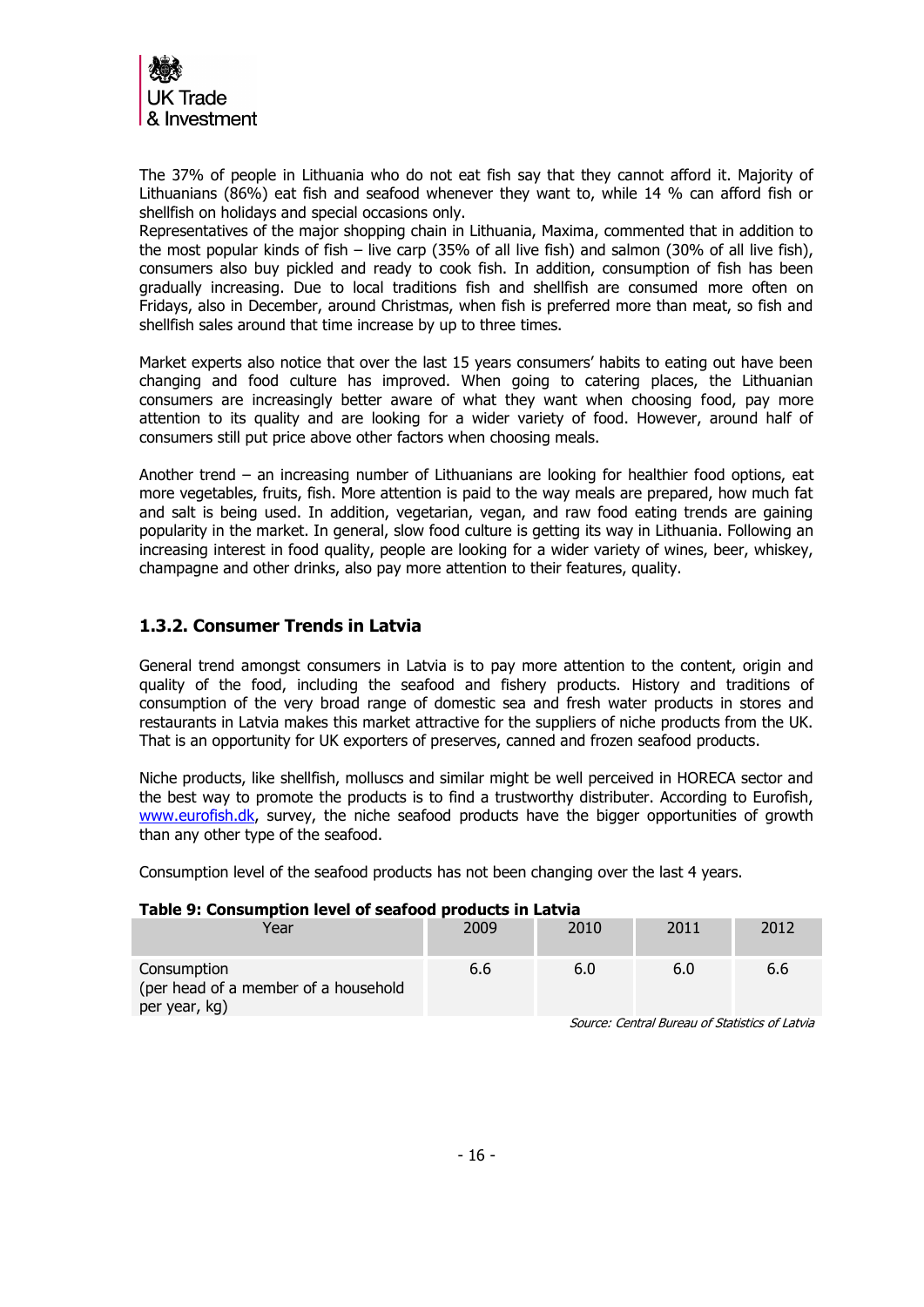The 37% of people in Lithuania who do not eat fish say that they cannot afford it. Majority of Lithuanians (86%) eat fish and seafood whenever they want to, while 14 % can afford fish or shellfish on holidays and special occasions only.

Representatives of the major shopping chain in Lithuania, Maxima, commented that in addition to the most popular kinds of fish – live carp (35% of all live fish) and salmon (30% of all live fish), consumers also buy pickled and ready to cook fish. In addition, consumption of fish has been gradually increasing. Due to local traditions fish and shellfish are consumed more often on Fridays, also in December, around Christmas, when fish is preferred more than meat, so fish and shellfish sales around that time increase by up to three times.

Market experts also notice that over the last 15 years consumers' habits to eating out have been changing and food culture has improved. When going to catering places, the Lithuanian consumers are increasingly better aware of what they want when choosing food, pay more attention to its quality and are looking for a wider variety of food. However, around half of consumers still put price above other factors when choosing meals.

Another trend – an increasing number of Lithuanians are looking for healthier food options, eat more vegetables, fruits, fish. More attention is paid to the way meals are prepared, how much fat and salt is being used. In addition, vegetarian, vegan, and raw food eating trends are gaining popularity in the market. In general, slow food culture is getting its way in Lithuania. Following an increasing interest in food quality, people are looking for a wider variety of wines, beer, whiskey, champagne and other drinks, also pay more attention to their features, quality.

### 1.3.2. Consumer Trends in Latvia

General trend amongst consumers in Latvia is to pay more attention to the content, origin and quality of the food, including the seafood and fishery products. History and traditions of consumption of the very broad range of domestic sea and fresh water products in stores and restaurants in Latvia makes this market attractive for the suppliers of niche products from the UK. That is an opportunity for UK exporters of preserves, canned and frozen seafood products.

Niche products, like shellfish, molluscs and similar might be well perceived in HORECA sector and the best way to promote the products is to find a trustworthy distributer. According to Eurofish, www.eurofish.dk, survey, the niche seafood products have the bigger opportunities of growth than any other type of the seafood.

Consumption level of the seafood products has not been changing over the last 4 years.

**Table 9: Consumption level of seafood products in Latvia**

| Year | 2009 | 2010 | 2011 | 2012 |
|---|---|---|---|---|
| Consumption (per head of a member of a household per year, kg) | 6.6 | 6.0 | 6.0 | 6.6 |

*Source: Central Bureau of Statistics of Latvia*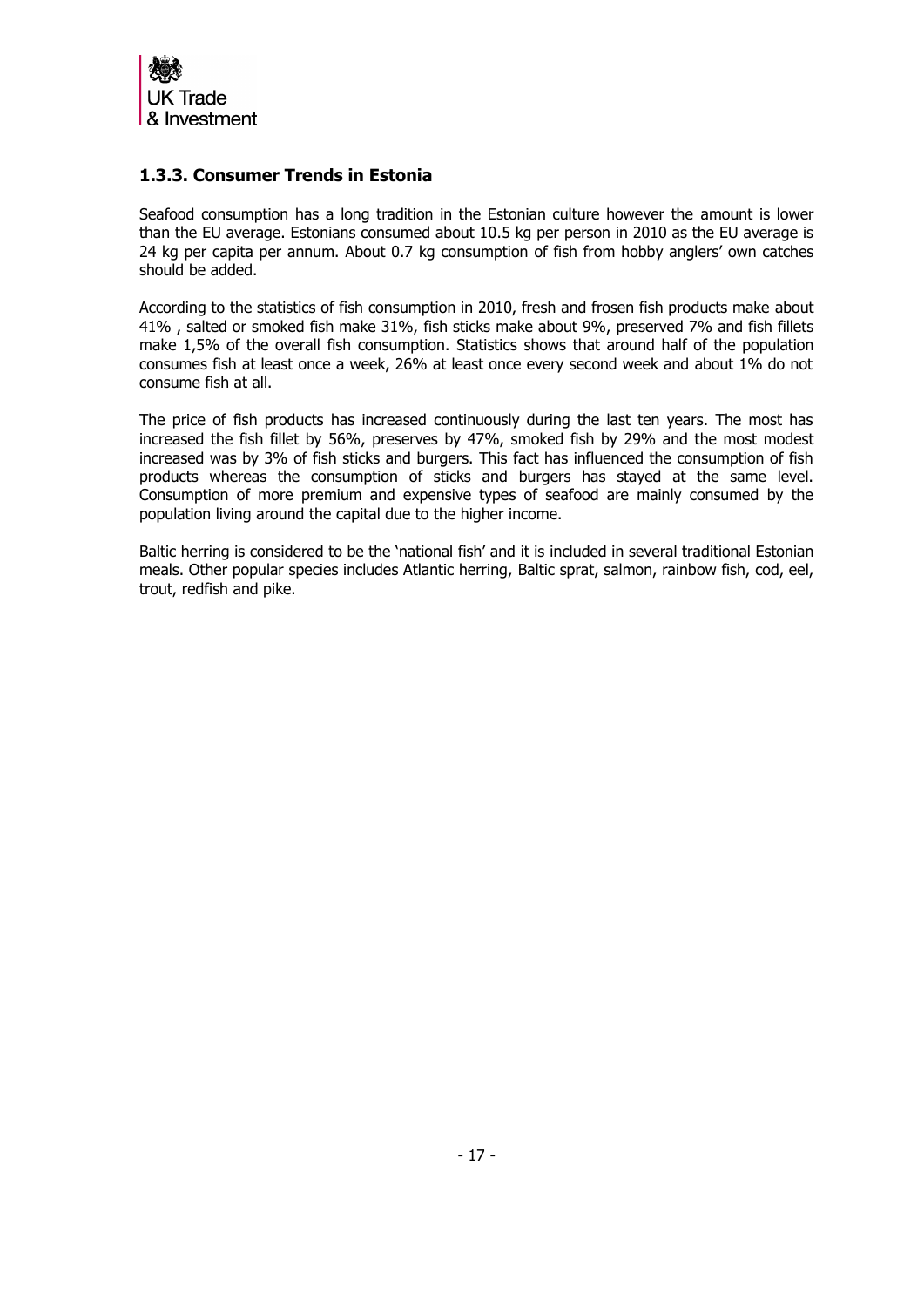### 1.3.3. Consumer Trends in Estonia

Seafood consumption has a long tradition in the Estonian culture however the amount is lower than the EU average. Estonians consumed about 10.5 kg per person in 2010 as the EU average is 24 kg per capita per annum. About 0.7 kg consumption of fish from hobby anglers' own catches should be added.

According to the statistics of fish consumption in 2010, fresh and frosen fish products make about 41% , salted or smoked fish make 31%, fish sticks make about 9%, preserved 7% and fish fillets make 1,5% of the overall fish consumption. Statistics shows that around half of the population consumes fish at least once a week, 26% at least once every second week and about 1% do not consume fish at all.

The price of fish products has increased continuously during the last ten years. The most has increased the fish fillet by 56%, preserves by 47%, smoked fish by 29% and the most modest increased was by 3% of fish sticks and burgers. This fact has influenced the consumption of fish products whereas the consumption of sticks and burgers has stayed at the same level. Consumption of more premium and expensive types of seafood are mainly consumed by the population living around the capital due to the higher income.

Baltic herring is considered to be the 'national fish' and it is included in several traditional Estonian meals. Other popular species includes Atlantic herring, Baltic sprat, salmon, rainbow fish, cod, eel, trout, redfish and pike.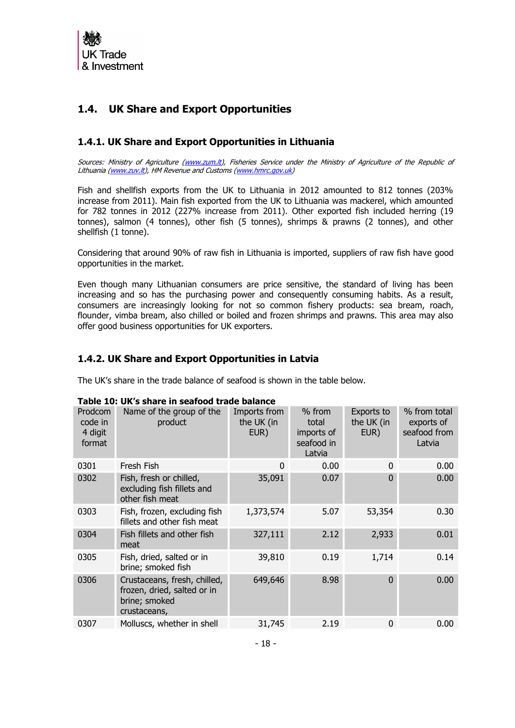## 1.4. UK Share and Export Opportunities

### 1.4.1. UK Share and Export Opportunities in Lithuania

*Sources: Ministry of Agriculture (www.zum.lt), Fisheries Service under the Ministry of Agriculture of the Republic of Lithuania (www.zuv.lt), HM Revenue and Customs (www.hmrc.gov.uk)*

Fish and shellfish exports from the UK to Lithuania in 2012 amounted to 812 tonnes (203% increase from 2011). Main fish exported from the UK to Lithuania was mackerel, which amounted for 782 tonnes in 2012 (227% increase from 2011). Other exported fish included herring (19 tonnes), salmon (4 tonnes), other fish (5 tonnes), shrimps & prawns (2 tonnes), and other shellfish (1 tonne).

Considering that around 90% of raw fish in Lithuania is imported, suppliers of raw fish have good opportunities in the market.

Even though many Lithuanian consumers are price sensitive, the standard of living has been increasing and so has the purchasing power and consequently consuming habits. As a result, consumers are increasingly looking for not so common fishery products: sea bream, roach, flounder, vimba bream, also chilled or boiled and frozen shrimps and prawns. This area may also offer good business opportunities for UK exporters.

### 1.4.2. UK Share and Export Opportunities in Latvia

The UK's share in the trade balance of seafood is shown in the table below.

**Table 10: UK's share in seafood trade balance**

| Prodcom code in 4 digit format | Name of the group of the product | Imports from the UK (in EUR) | % from total imports of seafood in Latvia | Exports to the UK (in EUR) | % from total exports of seafood from Latvia |
|---|---|---|---|---|---|
| 0301 | Fresh Fish | 0 | 0.00 | 0 | 0.00 |
| 0302 | Fish, fresh or chilled, excluding fish fillets and other fish meat | 35,091 | 0.07 | 0 | 0.00 |
| 0303 | Fish, frozen, excluding fish fillets and other fish meat | 1,373,574 | 5.07 | 53,354 | 0.30 |
| 0304 | Fish fillets and other fish meat | 327,111 | 2.12 | 2,933 | 0.01 |
| 0305 | Fish, dried, salted or in brine; smoked fish | 39,810 | 0.19 | 1,714 | 0.14 |
| 0306 | Crustaceans, fresh, chilled, frozen, dried, salted or in brine; smoked crustaceans, | 649,646 | 8.98 | 0 | 0.00 |
| 0307 | Molluscs, whether in shell | 31,745 | 2.19 | 0 | 0.00 |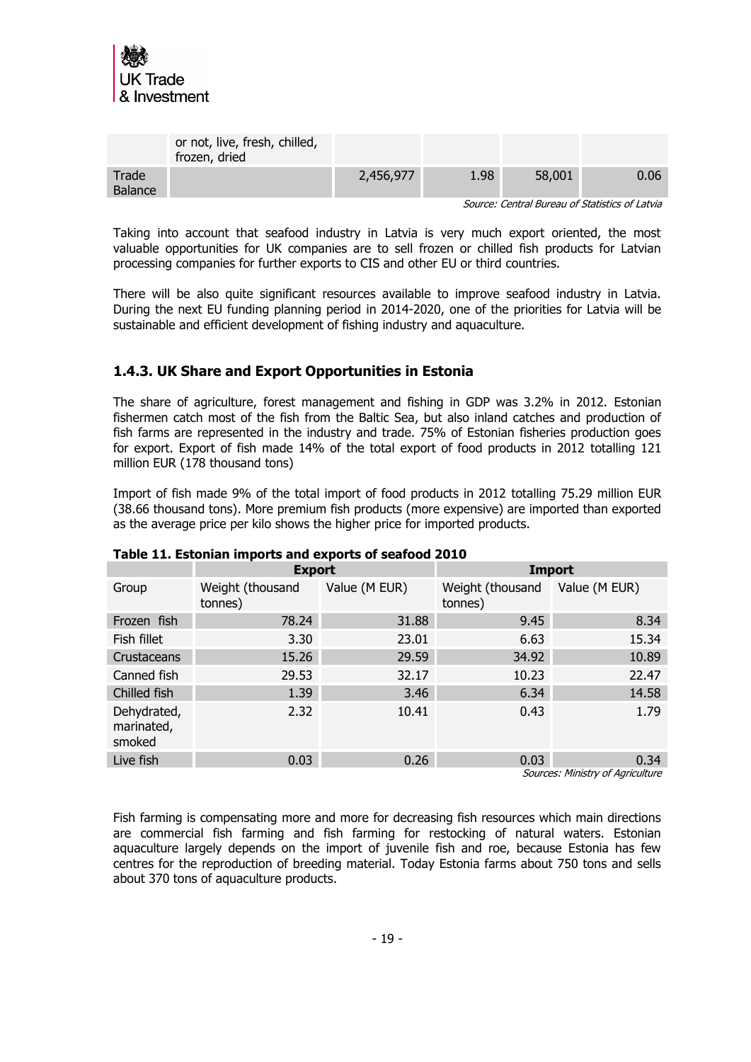|  | or not, live, fresh, chilled, frozen, dried |  |  |  |  |
|---|---|---|---|---|---|
| Trade Balance |  | 2,456,977 | 1.98 | 58,001 | 0.06 |

*Source: Central Bureau of Statistics of Latvia*

Taking into account that seafood industry in Latvia is very much export oriented, the most valuable opportunities for UK companies are to sell frozen or chilled fish products for Latvian processing companies for further exports to CIS and other EU or third countries.

There will be also quite significant resources available to improve seafood industry in Latvia. During the next EU funding planning period in 2014-2020, one of the priorities for Latvia will be sustainable and efficient development of fishing industry and aquaculture.

### 1.4.3. UK Share and Export Opportunities in Estonia

The share of agriculture, forest management and fishing in GDP was 3.2% in 2012. Estonian fishermen catch most of the fish from the Baltic Sea, but also inland catches and production of fish farms are represented in the industry and trade. 75% of Estonian fisheries production goes for export. Export of fish made 14% of the total export of food products in 2012 totalling 121 million EUR (178 thousand tons)

Import of fish made 9% of the total import of food products in 2012 totalling 75.29 million EUR (38.66 thousand tons). More premium fish products (more expensive) are imported than exported as the average price per kilo shows the higher price for imported products.

**Table 11. Estonian imports and exports of seafood 2010**

|  | Export |  | Import |  |
|---|---|---|---|---|
| Group | Weight (thousand tonnes) | Value (M EUR) | Weight (thousand tonnes) | Value (M EUR) |
| Frozen fish | 78.24 | 31.88 | 9.45 | 8.34 |
| Fish fillet | 3.30 | 23.01 | 6.63 | 15.34 |
| Crustaceans | 15.26 | 29.59 | 34.92 | 10.89 |
| Canned fish | 29.53 | 32.17 | 10.23 | 22.47 |
| Chilled fish | 1.39 | 3.46 | 6.34 | 14.58 |
| Dehydrated, marinated, smoked | 2.32 | 10.41 | 0.43 | 1.79 |
| Live fish | 0.03 | 0.26 | 0.03 | 0.34 |

*Sources: Ministry of Agriculture*

Fish farming is compensating more and more for decreasing fish resources which main directions are commercial fish farming and fish farming for restocking of natural waters. Estonian aquaculture largely depends on the import of juvenile fish and roe, because Estonia has few centres for the reproduction of breeding material. Today Estonia farms about 750 tons and sells about 370 tons of aquaculture products.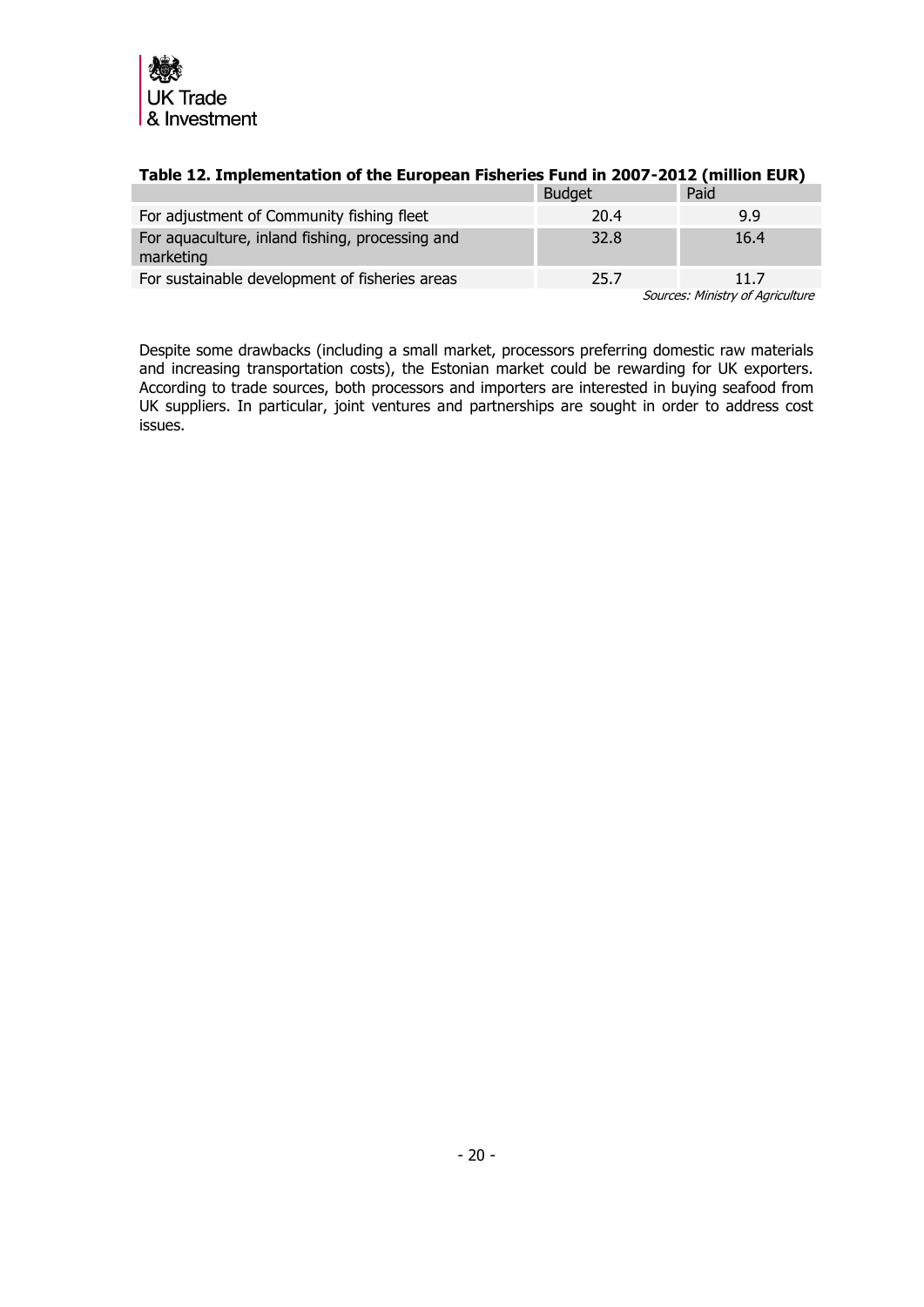**Table 12. Implementation of the European Fisheries Fund in 2007-2012 (million EUR)**

| | Budget | Paid |
|---|---|---|
| For adjustment of Community fishing fleet | 20.4 | 9.9 |
| For aquaculture, inland fishing, processing and marketing | 32.8 | 16.4 |
| For sustainable development of fisheries areas | 25.7 | 11.7 |

*Sources: Ministry of Agriculture*

Despite some drawbacks (including a small market, processors preferring domestic raw materials and increasing transportation costs), the Estonian market could be rewarding for UK exporters. According to trade sources, both processors and importers are interested in buying seafood from UK suppliers. In particular, joint ventures and partnerships are sought in order to address cost issues.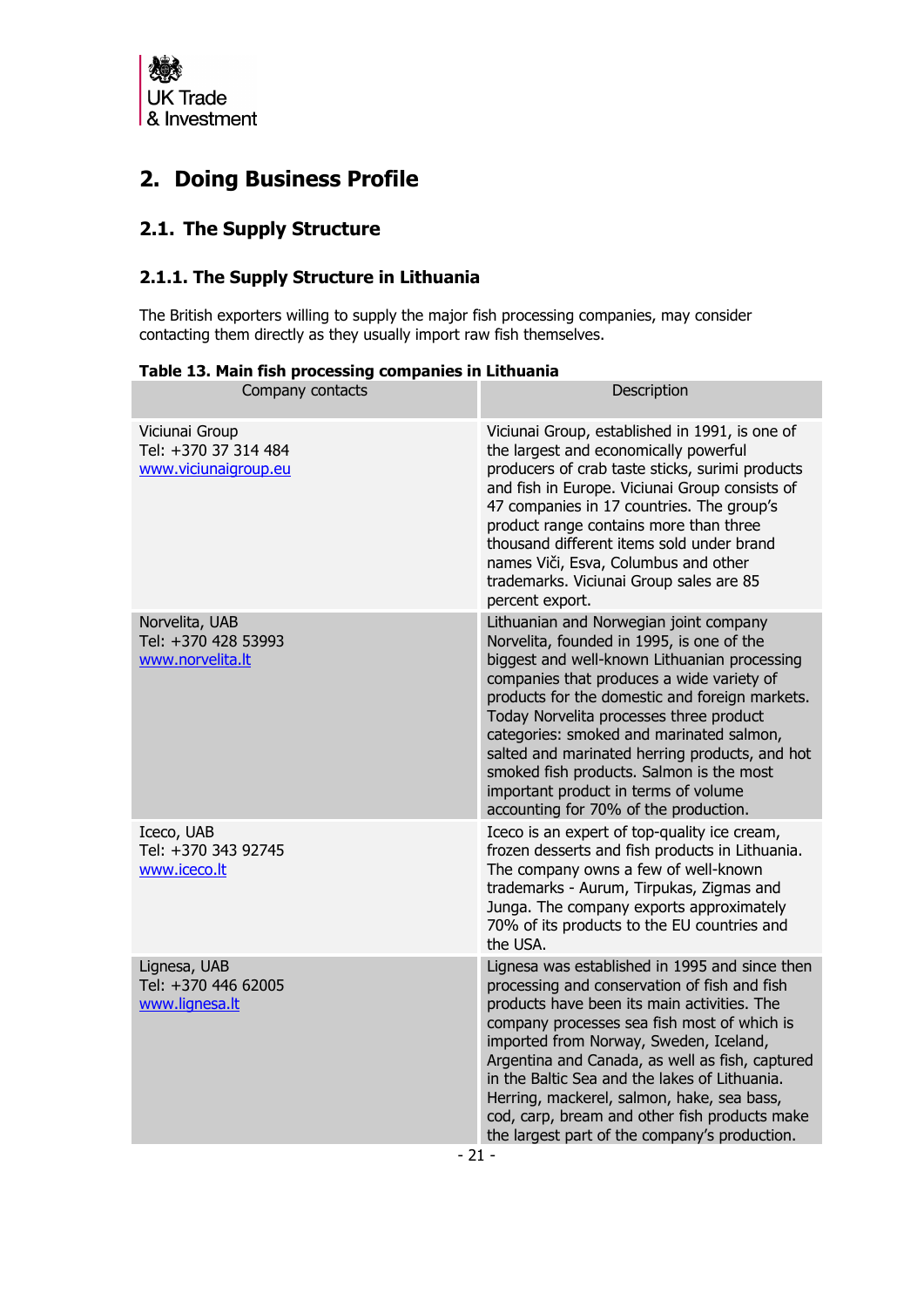# 2. Doing Business Profile

## 2.1. The Supply Structure

### 2.1.1. The Supply Structure in Lithuania

The British exporters willing to supply the major fish processing companies, may consider contacting them directly as they usually import raw fish themselves.

**Table 13. Main fish processing companies in Lithuania**

| Company contacts | Description |
|---|---|
| Viciunai Group<br>Tel: +370 37 314 484<br>www.viciunaigroup.eu | Viciunai Group, established in 1991, is one of the largest and economically powerful producers of crab taste sticks, surimi products and fish in Europe. Viciunai Group consists of 47 companies in 17 countries. The group's product range contains more than three thousand different items sold under brand names Viči, Esva, Columbus and other trademarks. Viciunai Group sales are 85 percent export. |
| Norvelita, UAB<br>Tel: +370 428 53993<br>www.norvelita.lt | Lithuanian and Norwegian joint company Norvelita, founded in 1995, is one of the biggest and well-known Lithuanian processing companies that produces a wide variety of products for the domestic and foreign markets. Today Norvelita processes three product categories: smoked and marinated salmon, salted and marinated herring products, and hot smoked fish products. Salmon is the most important product in terms of volume accounting for 70% of the production. |
| Iceco, UAB<br>Tel: +370 343 92745<br>www.iceco.lt | Iceco is an expert of top-quality ice cream, frozen desserts and fish products in Lithuania. The company owns a few of well-known trademarks - Aurum, Tirpukas, Zigmas and Junga. The company exports approximately 70% of its products to the EU countries and the USA. |
| Lignesa, UAB<br>Tel: +370 446 62005<br>www.lignesa.lt | Lignesa was established in 1995 and since then processing and conservation of fish and fish products have been its main activities. The company processes sea fish most of which is imported from Norway, Sweden, Iceland, Argentina and Canada, as well as fish, captured in the Baltic Sea and the lakes of Lithuania. Herring, mackerel, salmon, hake, sea bass, cod, carp, bream and other fish products make the largest part of the company's production. |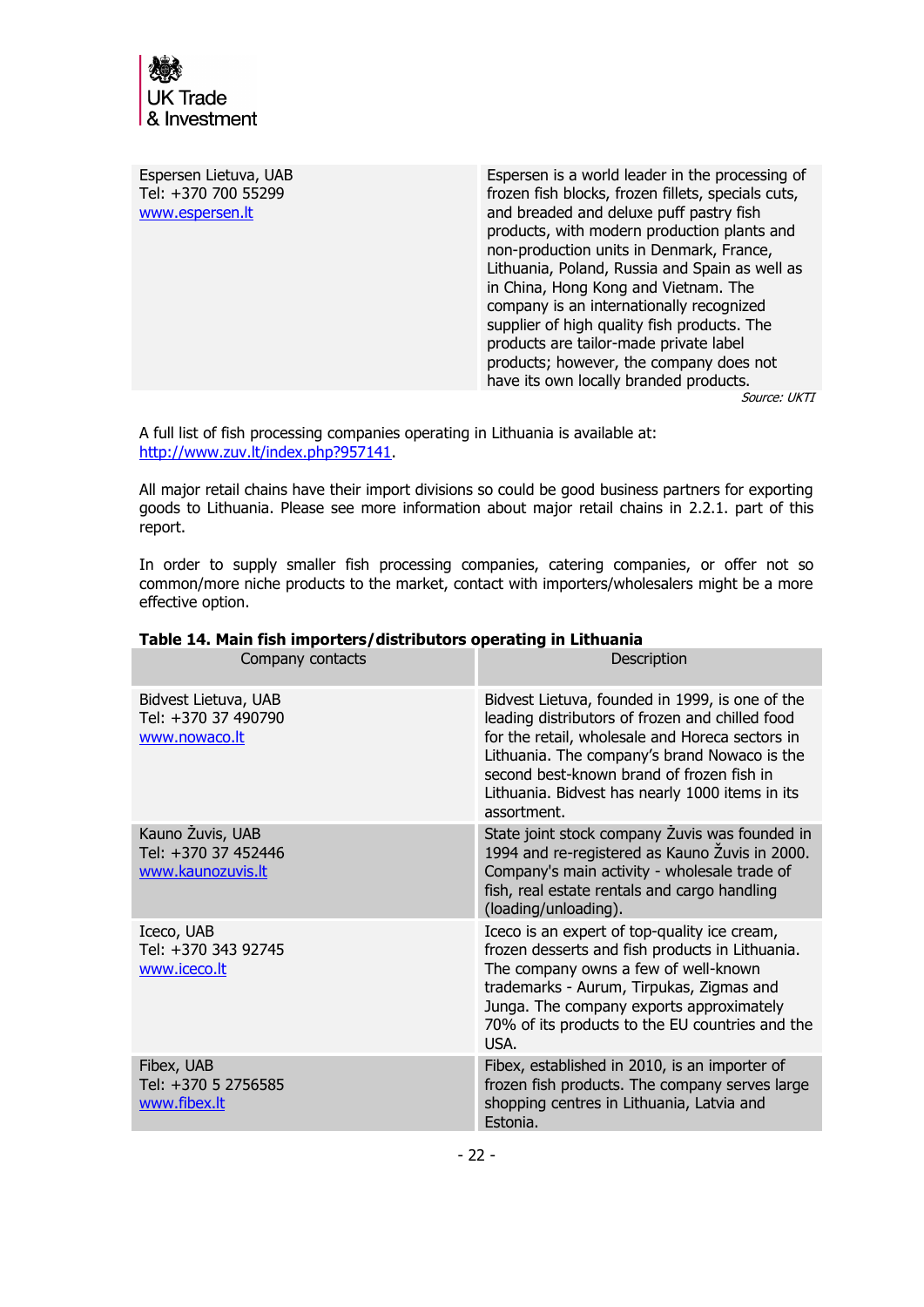| | |
|---|---|
| Espersen Lietuva, UAB<br>Tel: +370 700 55299<br>[www.espersen.lt](http://www.espersen.lt) | Espersen is a world leader in the processing of frozen fish blocks, frozen fillets, specials cuts, and breaded and deluxe puff pastry fish products, with modern production plants and non-production units in Denmark, France, Lithuania, Poland, Russia and Spain as well as in China, Hong Kong and Vietnam. The company is an internationally recognized supplier of high quality fish products. The products are tailor-made private label products; however, the company does not have its own locally branded products. |

*Source: UKTI*

A full list of fish processing companies operating in Lithuania is available at: [http://www.zuv.lt/index.php?957141](http://www.zuv.lt/index.php?957141).

All major retail chains have their import divisions so could be good business partners for exporting goods to Lithuania. Please see more information about major retail chains in 2.2.1. part of this report.

In order to supply smaller fish processing companies, catering companies, or offer not so common/more niche products to the market, contact with importers/wholesalers might be a more effective option.

**Table 14. Main fish importers/distributors operating in Lithuania**

| Company contacts | Description |
|---|---|
| Bidvest Lietuva, UAB<br>Tel: +370 37 490790<br>[www.nowaco.lt](http://www.nowaco.lt) | Bidvest Lietuva, founded in 1999, is one of the leading distributors of frozen and chilled food for the retail, wholesale and Horeca sectors in Lithuania. The company's brand Nowaco is the second best-known brand of frozen fish in Lithuania. Bidvest has nearly 1000 items in its assortment. |
| Kauno Žuvis, UAB<br>Tel: +370 37 452446<br>[www.kaunozuvis.lt](http://www.kaunozuvis.lt) | State joint stock company Žuvis was founded in 1994 and re-registered as Kauno Žuvis in 2000. Company's main activity - wholesale trade of fish, real estate rentals and cargo handling (loading/unloading). |
| Iceco, UAB<br>Tel: +370 343 92745<br>[www.iceco.lt](http://www.iceco.lt) | Iceco is an expert of top-quality ice cream, frozen desserts and fish products in Lithuania. The company owns a few of well-known trademarks - Aurum, Tirpukas, Zigmas and Junga. The company exports approximately 70% of its products to the EU countries and the USA. |
| Fibex, UAB<br>Tel: +370 5 2756585<br>[www.fibex.lt](http://www.fibex.lt) | Fibex, established in 2010, is an importer of frozen fish products. The company serves large shopping centres in Lithuania, Latvia and Estonia. |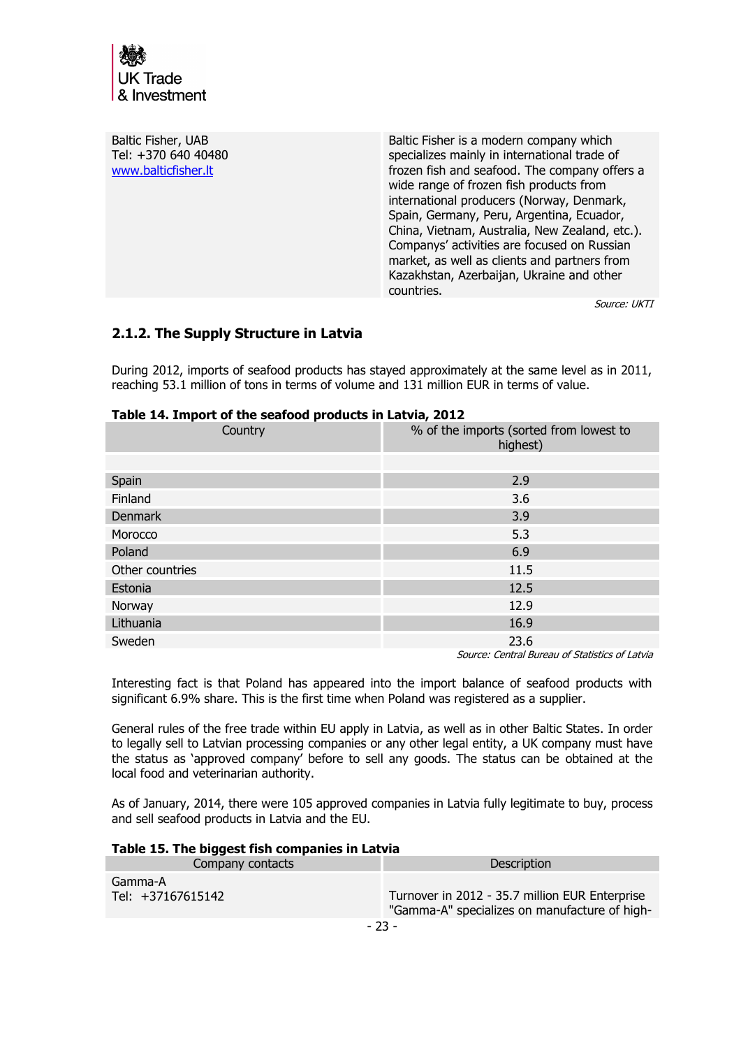| | |
|---|---|
| Baltic Fisher, UAB<br>Tel: +370 640 40480<br>[www.balticfisher.lt](http://www.balticfisher.lt) | Baltic Fisher is a modern company which specializes mainly in international trade of frozen fish and seafood. The company offers a wide range of frozen fish products from international producers (Norway, Denmark, Spain, Germany, Peru, Argentina, Ecuador, China, Vietnam, Australia, New Zealand, etc.). Companys' activities are focused on Russian market, as well as clients and partners from Kazakhstan, Azerbaijan, Ukraine and other countries. |

*Source: UKTI*

### 2.1.2. The Supply Structure in Latvia

During 2012, imports of seafood products has stayed approximately at the same level as in 2011, reaching 53.1 million of tons in terms of volume and 131 million EUR in terms of value.

**Table 14. Import of the seafood products in Latvia, 2012**

| Country | % of the imports (sorted from lowest to highest) |
|---|---|
| | |
| Spain | 2.9 |
| Finland | 3.6 |
| Denmark | 3.9 |
| Morocco | 5.3 |
| Poland | 6.9 |
| Other countries | 11.5 |
| Estonia | 12.5 |
| Norway | 12.9 |
| Lithuania | 16.9 |
| Sweden | 23.6 |

*Source: Central Bureau of Statistics of Latvia*

Interesting fact is that Poland has appeared into the import balance of seafood products with significant 6.9% share. This is the first time when Poland was registered as a supplier.

General rules of the free trade within EU apply in Latvia, as well as in other Baltic States. In order to legally sell to Latvian processing companies or any other legal entity, a UK company must have the status as 'approved company' before to sell any goods. The status can be obtained at the local food and veterinarian authority.

As of January, 2014, there were 105 approved companies in Latvia fully legitimate to buy, process and sell seafood products in Latvia and the EU.

**Table 15. The biggest fish companies in Latvia**

| Company contacts | Description |
|---|---|
| Gamma-A<br>Tel: +37167615142 | Turnover in 2012 - 35.7 million EUR Enterprise "Gamma-A" specializes on manufacture of high- |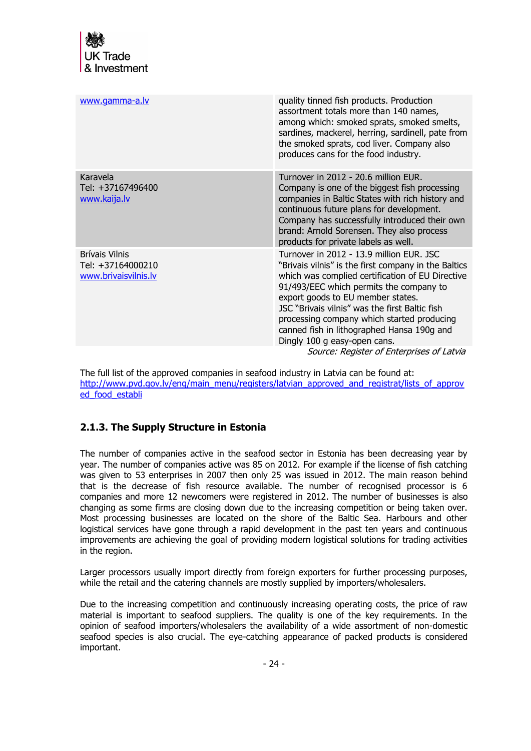| | |
|---|---|
| www.gamma-a.lv | quality tinned fish products. Production assortment totals more than 140 names, among which: smoked sprats, smoked smelts, sardines, mackerel, herring, sardinell, pate from the smoked sprats, cod liver. Company also produces cans for the food industry. |
| Karavela<br>Tel: +37167496400<br>www.kaija.lv | Turnover in 2012 - 20.6 million EUR.<br>Company is one of the biggest fish processing companies in Baltic States with rich history and continuous future plans for development. Company has successfully introduced their own brand: Arnold Sorensen. They also process products for private labels as well. |
| Brívais Vilnis<br>Tel: +37164000210<br>www.brivaisvilnis.lv | Turnover in 2012 - 13.9 million EUR. JSC "Brivais vilnis" is the first company in the Baltics which was complied certification of EU Directive 91/493/EEC which permits the company to export goods to EU member states.<br>JSC "Brivais vilnis" was the first Baltic fish processing company which started producing canned fish in lithographed Hansa 190g and Dingly 100 g easy-open cans. |

*Source: Register of Enterprises of Latvia*

The full list of the approved companies in seafood industry in Latvia can be found at: http://www.pvd.gov.lv/eng/main_menu/registers/latvian_approved_and_registrat/lists_of_approved_food_establi

### 2.1.3. The Supply Structure in Estonia

The number of companies active in the seafood sector in Estonia has been decreasing year by year. The number of companies active was 85 on 2012. For example if the license of fish catching was given to 53 enterprises in 2007 then only 25 was issued in 2012. The main reason behind that is the decrease of fish resource available. The number of recognised processor is 6 companies and more 12 newcomers were registered in 2012. The number of businesses is also changing as some firms are closing down due to the increasing competition or being taken over. Most processing businesses are located on the shore of the Baltic Sea. Harbours and other logistical services have gone through a rapid development in the past ten years and continuous improvements are achieving the goal of providing modern logistical solutions for trading activities in the region.

Larger processors usually import directly from foreign exporters for further processing purposes, while the retail and the catering channels are mostly supplied by importers/wholesalers.

Due to the increasing competition and continuously increasing operating costs, the price of raw material is important to seafood suppliers. The quality is one of the key requirements. In the opinion of seafood importers/wholesalers the availability of a wide assortment of non-domestic seafood species is also crucial. The eye-catching appearance of packed products is considered important.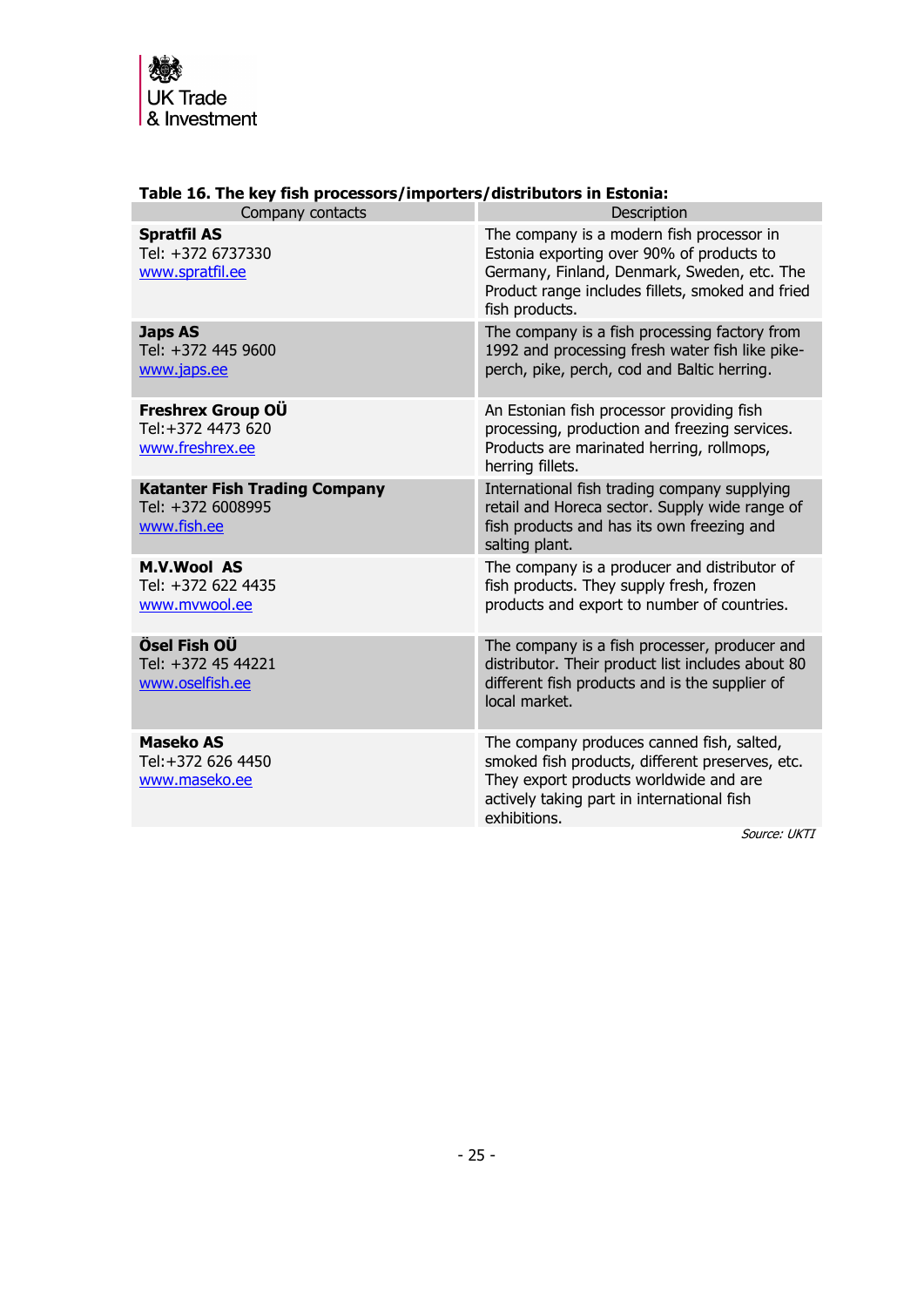**Table 16. The key fish processors/importers/distributors in Estonia:**

| Company contacts | Description |
|---|---|
| **Spratfil AS**<br>Tel: +372 6737330<br>www.spratfil.ee | The company is a modern fish processor in Estonia exporting over 90% of products to Germany, Finland, Denmark, Sweden, etc. The Product range includes fillets, smoked and fried fish products. |
| **Japs AS**<br>Tel: +372 445 9600<br>www.japs.ee | The company is a fish processing factory from 1992 and processing fresh water fish like pike-perch, pike, perch, cod and Baltic herring. |
| **Freshrex Group OÜ**<br>Tel:+372 4473 620<br>www.freshrex.ee | An Estonian fish processor providing fish processing, production and freezing services. Products are marinated herring, rollmops, herring fillets. |
| **Katanter Fish Trading Company**<br>Tel: +372 6008995<br>www.fish.ee | International fish trading company supplying retail and Horeca sector. Supply wide range of fish products and has its own freezing and salting plant. |
| **M.V.Wool AS**<br>Tel: +372 622 4435<br>www.mvwool.ee | The company is a producer and distributor of fish products. They supply fresh, frozen products and export to number of countries. |
| **Ösel Fish OÜ**<br>Tel: +372 45 44221<br>www.oselfish.ee | The company is a fish processer, producer and distributor. Their product list includes about 80 different fish products and is the supplier of local market. |
| **Maseko AS**<br>Tel:+372 626 4450<br>www.maseko.ee | The company produces canned fish, salted, smoked fish products, different preserves, etc. They export products worldwide and are actively taking part in international fish exhibitions. |

*Source: UKTI*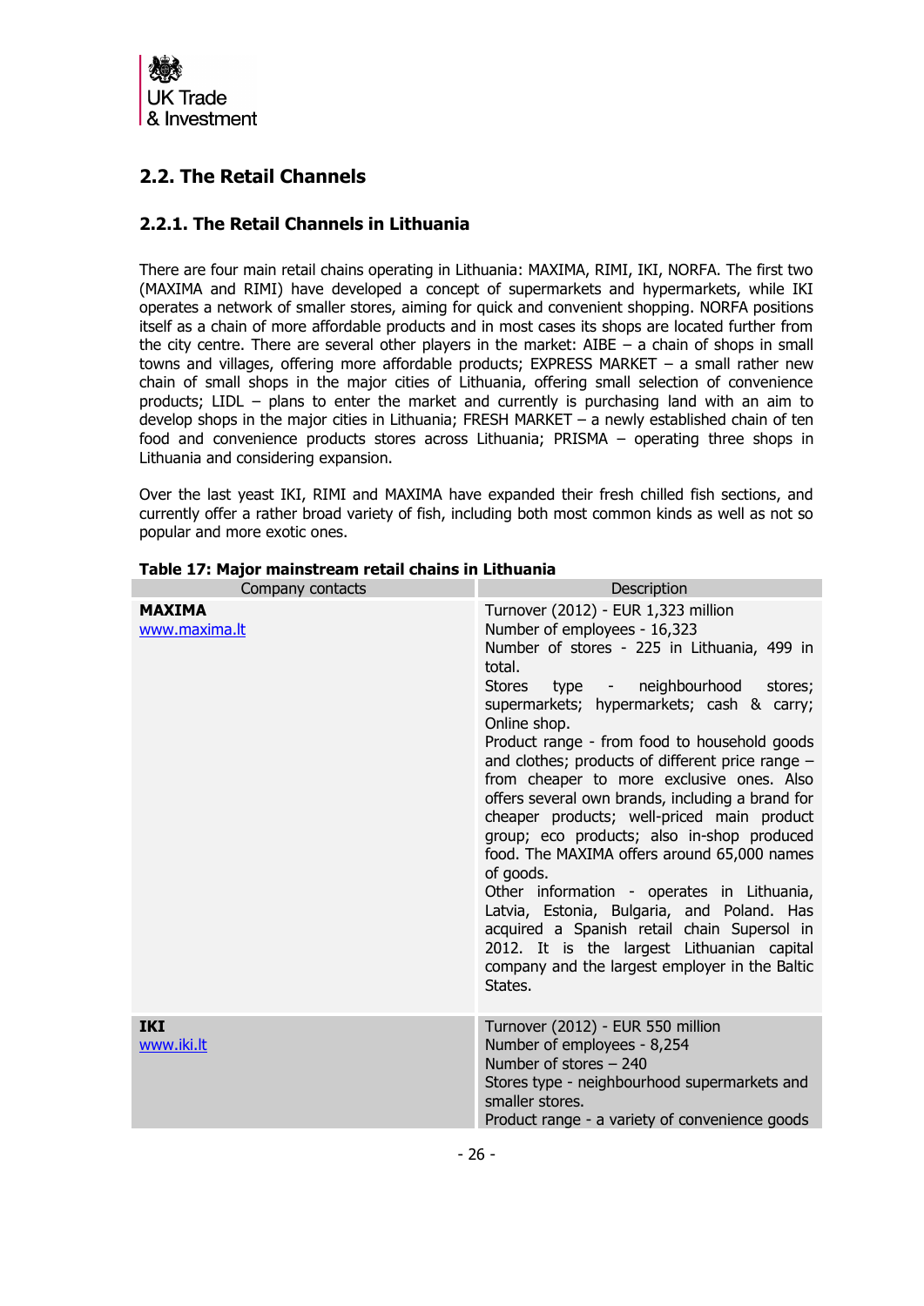## 2.2. The Retail Channels

### 2.2.1. The Retail Channels in Lithuania

There are four main retail chains operating in Lithuania: MAXIMA, RIMI, IKI, NORFA. The first two (MAXIMA and RIMI) have developed a concept of supermarkets and hypermarkets, while IKI operates a network of smaller stores, aiming for quick and convenient shopping. NORFA positions itself as a chain of more affordable products and in most cases its shops are located further from the city centre. There are several other players in the market: AIBE – a chain of shops in small towns and villages, offering more affordable products; EXPRESS MARKET – a small rather new chain of small shops in the major cities of Lithuania, offering small selection of convenience products; LIDL – plans to enter the market and currently is purchasing land with an aim to develop shops in the major cities in Lithuania; FRESH MARKET – a newly established chain of ten food and convenience products stores across Lithuania; PRISMA – operating three shops in Lithuania and considering expansion.

Over the last yeast IKI, RIMI and MAXIMA have expanded their fresh chilled fish sections, and currently offer a rather broad variety of fish, including both most common kinds as well as not so popular and more exotic ones.

**Table 17: Major mainstream retail chains in Lithuania**

| Company contacts | Description |
|---|---|
| **MAXIMA**<br>www.maxima.lt | Turnover (2012) - EUR 1,323 million<br>Number of employees - 16,323<br>Number of stores - 225 in Lithuania, 499 in total.<br>Stores type - neighbourhood stores; supermarkets; hypermarkets; cash & carry; Online shop.<br>Product range - from food to household goods and clothes; products of different price range – from cheaper to more exclusive ones. Also offers several own brands, including a brand for cheaper products; well-priced main product group; eco products; also in-shop produced food. The MAXIMA offers around 65,000 names of goods.<br>Other information - operates in Lithuania, Latvia, Estonia, Bulgaria, and Poland. Has acquired a Spanish retail chain Supersol in 2012. It is the largest Lithuanian capital company and the largest employer in the Baltic States. |
| **IKI**<br>www.iki.lt | Turnover (2012) - EUR 550 million<br>Number of employees - 8,254<br>Number of stores – 240<br>Stores type - neighbourhood supermarkets and smaller stores.<br>Product range - a variety of convenience goods |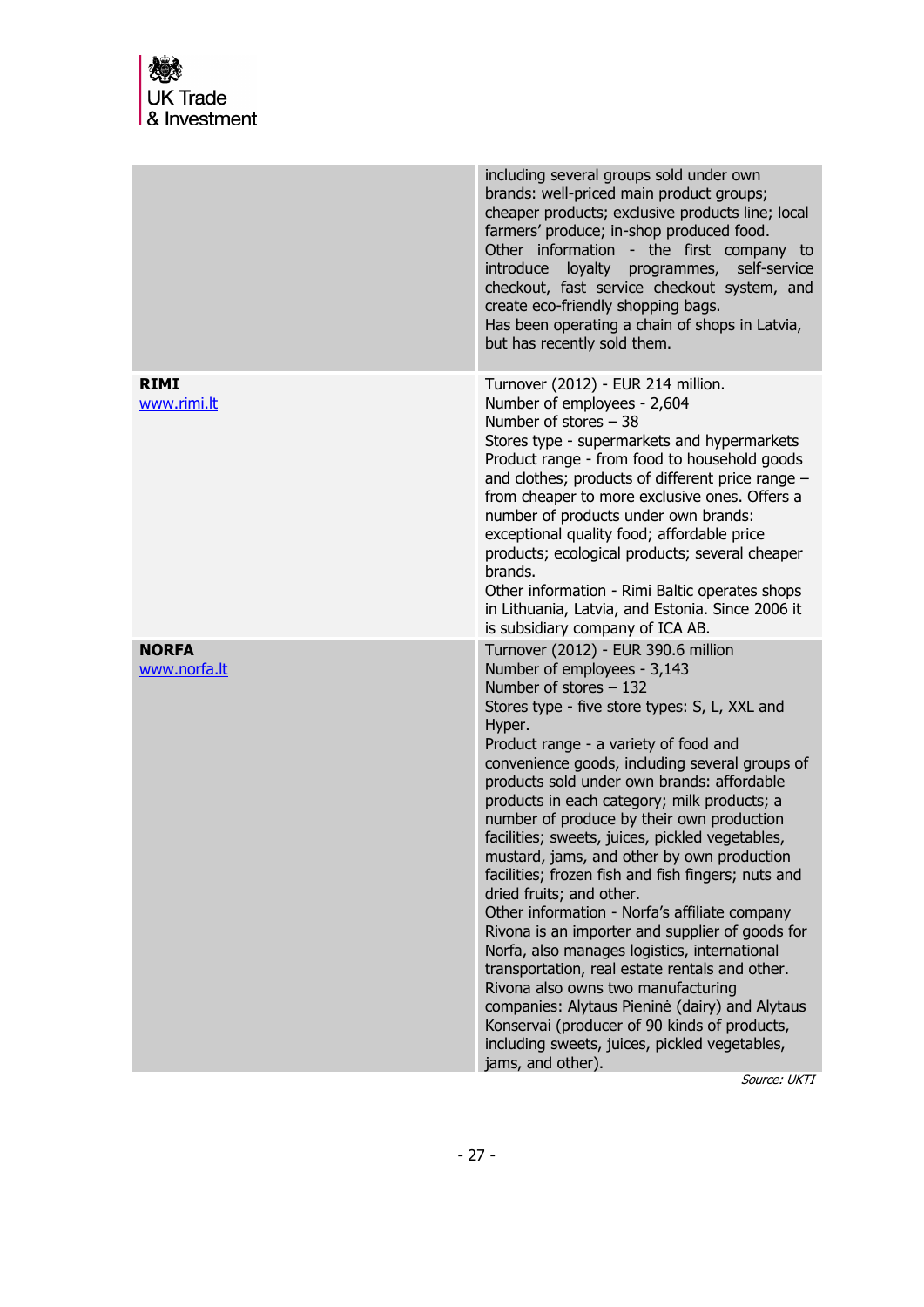| | |
|---|---|
| | including several groups sold under own brands: well-priced main product groups; cheaper products; exclusive products line; local farmers' produce; in-shop produced food.<br>Other information - the first company to introduce loyalty programmes, self-service checkout, fast service checkout system, and create eco-friendly shopping bags.<br>Has been operating a chain of shops in Latvia, but has recently sold them. |
| **RIMI**<br>[www.rimi.lt](www.rimi.lt) | Turnover (2012) - EUR 214 million.<br>Number of employees - 2,604<br>Number of stores – 38<br>Stores type - supermarkets and hypermarkets<br>Product range - from food to household goods and clothes; products of different price range – from cheaper to more exclusive ones. Offers a number of products under own brands: exceptional quality food; affordable price products; ecological products; several cheaper brands.<br>Other information - Rimi Baltic operates shops in Lithuania, Latvia, and Estonia. Since 2006 it is subsidiary company of ICA AB. |
| **NORFA**<br>[www.norfa.lt](www.norfa.lt) | Turnover (2012) - EUR 390.6 million<br>Number of employees - 3,143<br>Number of stores – 132<br>Stores type - five store types: S, L, XXL and Hyper.<br>Product range - a variety of food and convenience goods, including several groups of products sold under own brands: affordable products in each category; milk products; a number of produce by their own production facilities; sweets, juices, pickled vegetables, mustard, jams, and other by own production facilities; frozen fish and fish fingers; nuts and dried fruits; and other.<br>Other information - Norfa's affiliate company Rivona is an importer and supplier of goods for Norfa, also manages logistics, international transportation, real estate rentals and other. Rivona also owns two manufacturing companies: Alytaus Pieninė (dairy) and Alytaus Konservai (producer of 90 kinds of products, including sweets, juices, pickled vegetables, jams, and other). |

*Source: UKTI*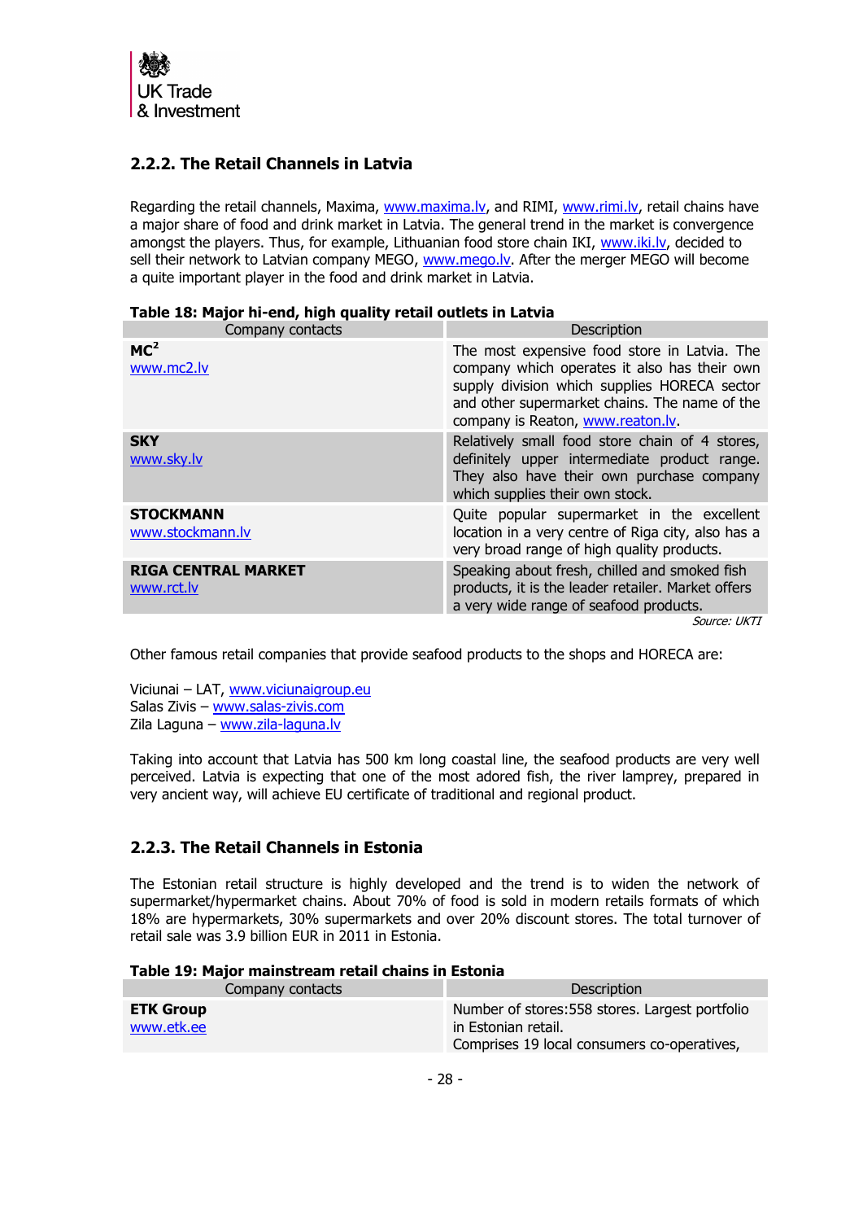### 2.2.2. The Retail Channels in Latvia

Regarding the retail channels, Maxima, www.maxima.lv, and RIMI, www.rimi.lv, retail chains have a major share of food and drink market in Latvia. The general trend in the market is convergence amongst the players. Thus, for example, Lithuanian food store chain IKI, www.iki.lv, decided to sell their network to Latvian company MEGO, www.mego.lv. After the merger MEGO will become a quite important player in the food and drink market in Latvia.

**Table 18: Major hi-end, high quality retail outlets in Latvia**

| Company contacts | Description |
|---|---|
| **MC$^2$**<br>www.mc2.lv | The most expensive food store in Latvia. The company which operates it also has their own supply division which supplies HORECA sector and other supermarket chains. The name of the company is Reaton, www.reaton.lv. |
| **SKY**<br>www.sky.lv | Relatively small food store chain of 4 stores, definitely upper intermediate product range. They also have their own purchase company which supplies their own stock. |
| **STOCKMANN**<br>www.stockmann.lv | Quite popular supermarket in the excellent location in a very centre of Riga city, also has a very broad range of high quality products. |
| **RIGA CENTRAL MARKET**<br>www.rct.lv | Speaking about fresh, chilled and smoked fish products, it is the leader retailer. Market offers a very wide range of seafood products. |

*Source: UKTI*

Other famous retail companies that provide seafood products to the shops and HORECA are:

Viciunai – LAT, www.viciunaigroup.eu
Salas Zivis – www.salas-zivis.com
Zila Laguna – www.zila-laguna.lv

Taking into account that Latvia has 500 km long coastal line, the seafood products are very well perceived. Latvia is expecting that one of the most adored fish, the river lamprey, prepared in very ancient way, will achieve EU certificate of traditional and regional product.

### 2.2.3. The Retail Channels in Estonia

The Estonian retail structure is highly developed and the trend is to widen the network of supermarket/hypermarket chains. About 70% of food is sold in modern retails formats of which 18% are hypermarkets, 30% supermarkets and over 20% discount stores. The total turnover of retail sale was 3.9 billion EUR in 2011 in Estonia.

**Table 19: Major mainstream retail chains in Estonia**

| Company contacts | Description |
|---|---|
| **ETK Group**<br>www.etk.ee | Number of stores:558 stores. Largest portfolio in Estonian retail.<br>Comprises 19 local consumers co-operatives, |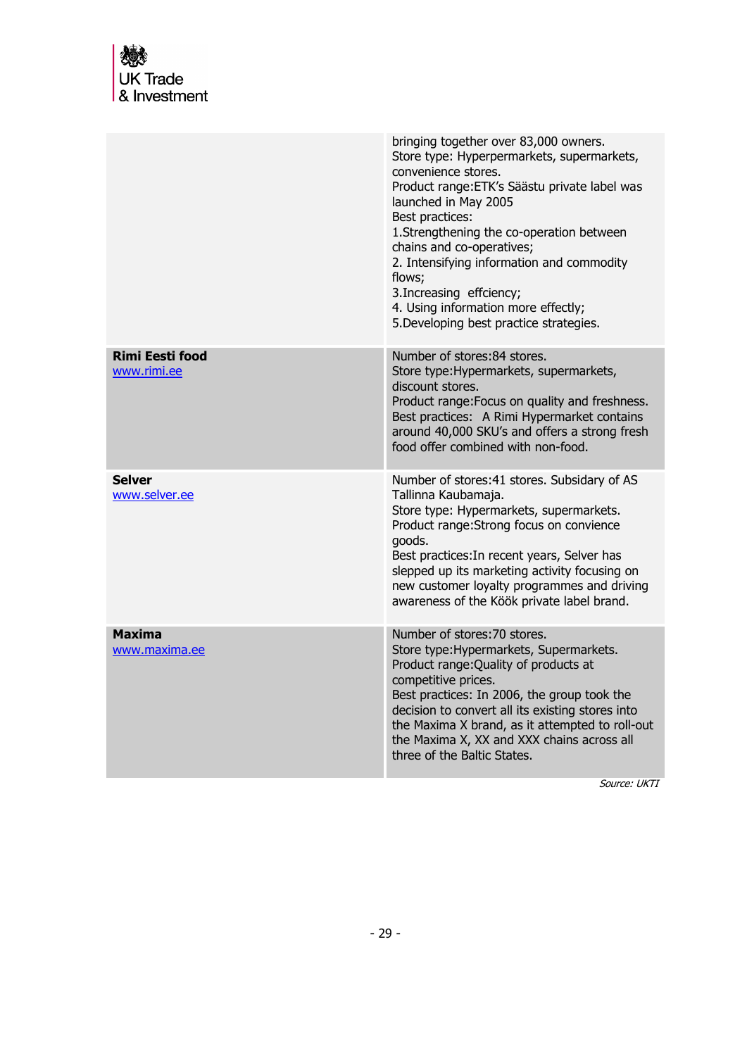| | |
|---|---|
| | bringing together over 83,000 owners.<br>Store type: Hyperpermarkets, supermarkets, convenience stores.<br>Product range:ETK's Säästu private label was launched in May 2005<br>Best practices:<br>1.Strengthening the co-operation between chains and co-operatives;<br>2. Intensifying information and commodity flows;<br>3.Increasing effciency;<br>4. Using information more effectly;<br>5.Developing best practice strategies. |
| **Rimi Eesti food**<br>[www.rimi.ee](http://www.rimi.ee) | Number of stores:84 stores.<br>Store type:Hypermarkets, supermarkets, discount stores.<br>Product range:Focus on quality and freshness.<br>Best practices: A Rimi Hypermarket contains around 40,000 SKU's and offers a strong fresh food offer combined with non-food. |
| **Selver**<br>[www.selver.ee](http://www.selver.ee) | Number of stores:41 stores. Subsidary of AS Tallinna Kaubamaja.<br>Store type: Hypermarkets, supermarkets.<br>Product range:Strong focus on convience goods.<br>Best practices:In recent years, Selver has slepped up its marketing activity focusing on new customer loyalty programmes and driving awareness of the Köök private label brand. |
| **Maxima**<br>[www.maxima.ee](http://www.maxima.ee) | Number of stores:70 stores.<br>Store type:Hypermarkets, Supermarkets.<br>Product range:Quality of products at competitive prices.<br>Best practices: In 2006, the group took the decision to convert all its existing stores into the Maxima X brand, as it attempted to roll-out the Maxima X, XX and XXX chains across all three of the Baltic States. |

*Source: UKTI*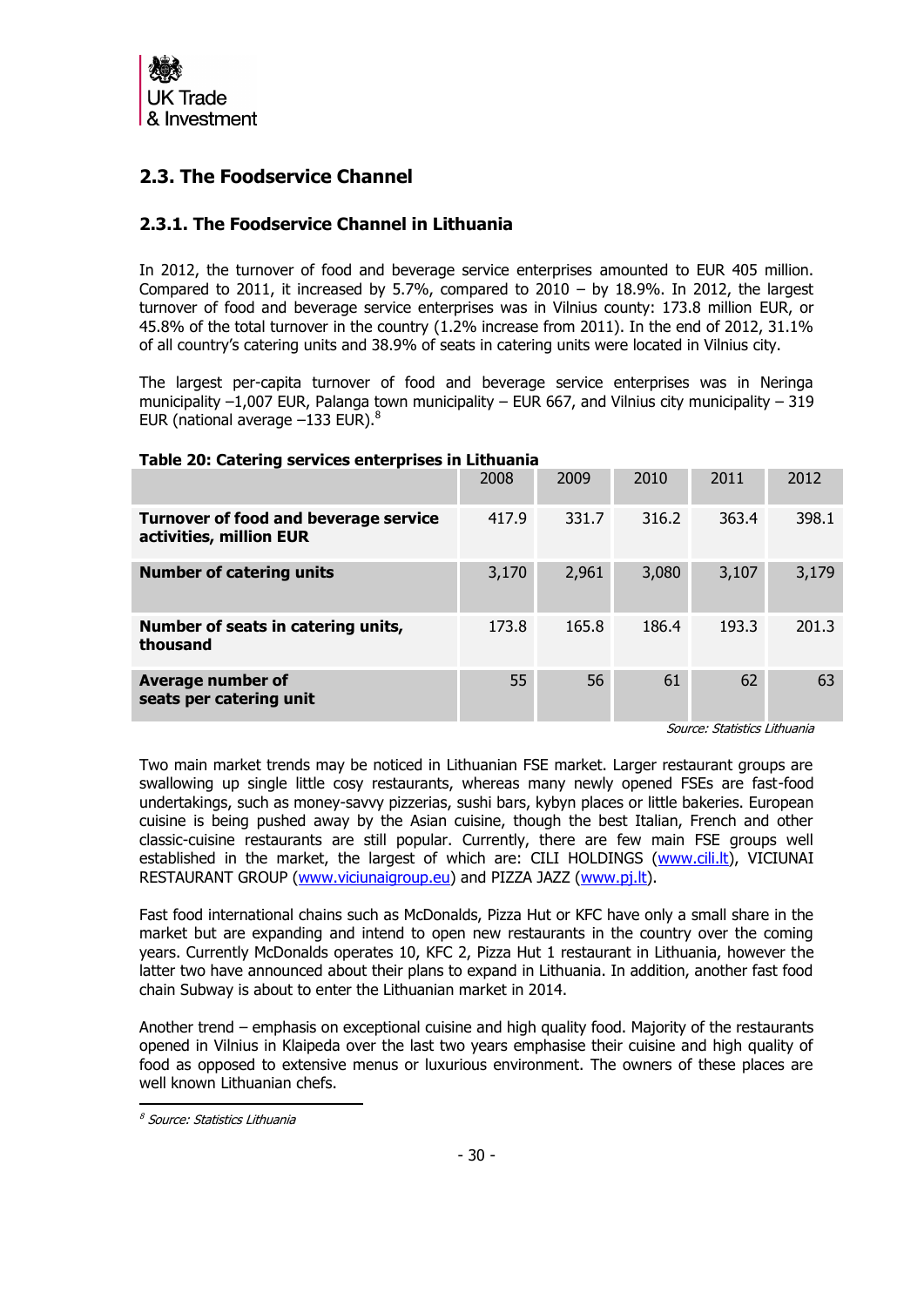## 2.3. The Foodservice Channel

### 2.3.1. The Foodservice Channel in Lithuania

In 2012, the turnover of food and beverage service enterprises amounted to EUR 405 million. Compared to 2011, it increased by 5.7%, compared to 2010 – by 18.9%. In 2012, the largest turnover of food and beverage service enterprises was in Vilnius county: 173.8 million EUR, or 45.8% of the total turnover in the country (1.2% increase from 2011). In the end of 2012, 31.1% of all country's catering units and 38.9% of seats in catering units were located in Vilnius city.

The largest per-capita turnover of food and beverage service enterprises was in Neringa municipality –1,007 EUR, Palanga town municipality – EUR 667, and Vilnius city municipality – 319 EUR (national average –133 EUR).[8]

**Table 20: Catering services enterprises in Lithuania**

| | 2008 | 2009 | 2010 | 2011 | 2012 |
|---|---|---|---|---|---|
| **Turnover of food and beverage service activities, million EUR** | 417.9 | 331.7 | 316.2 | 363.4 | 398.1 |
| **Number of catering units** | 3,170 | 2,961 | 3,080 | 3,107 | 3,179 |
| **Number of seats in catering units, thousand** | 173.8 | 165.8 | 186.4 | 193.3 | 201.3 |
| **Average number of seats per catering unit** | 55 | 56 | 61 | 62 | 63 |

*Source: Statistics Lithuania*

Two main market trends may be noticed in Lithuanian FSE market. Larger restaurant groups are swallowing up single little cosy restaurants, whereas many newly opened FSEs are fast-food undertakings, such as money-savvy pizzerias, sushi bars, kybyn places or little bakeries. European cuisine is being pushed away by the Asian cuisine, though the best Italian, French and other classic-cuisine restaurants are still popular. Currently, there are few main FSE groups well established in the market, the largest of which are: CILI HOLDINGS (www.cili.lt), VICIUNAI RESTAURANT GROUP (www.viciunaigroup.eu) and PIZZA JAZZ (www.pj.lt).

Fast food international chains such as McDonalds, Pizza Hut or KFC have only a small share in the market but are expanding and intend to open new restaurants in the country over the coming years. Currently McDonalds operates 10, KFC 2, Pizza Hut 1 restaurant in Lithuania, however the latter two have announced about their plans to expand in Lithuania. In addition, another fast food chain Subway is about to enter the Lithuanian market in 2014.

Another trend – emphasis on exceptional cuisine and high quality food. Majority of the restaurants opened in Vilnius in Klaipeda over the last two years emphasise their cuisine and high quality of food as opposed to extensive menus or luxurious environment. The owners of these places are well known Lithuanian chefs.

[8] *Source: Statistics Lithuania*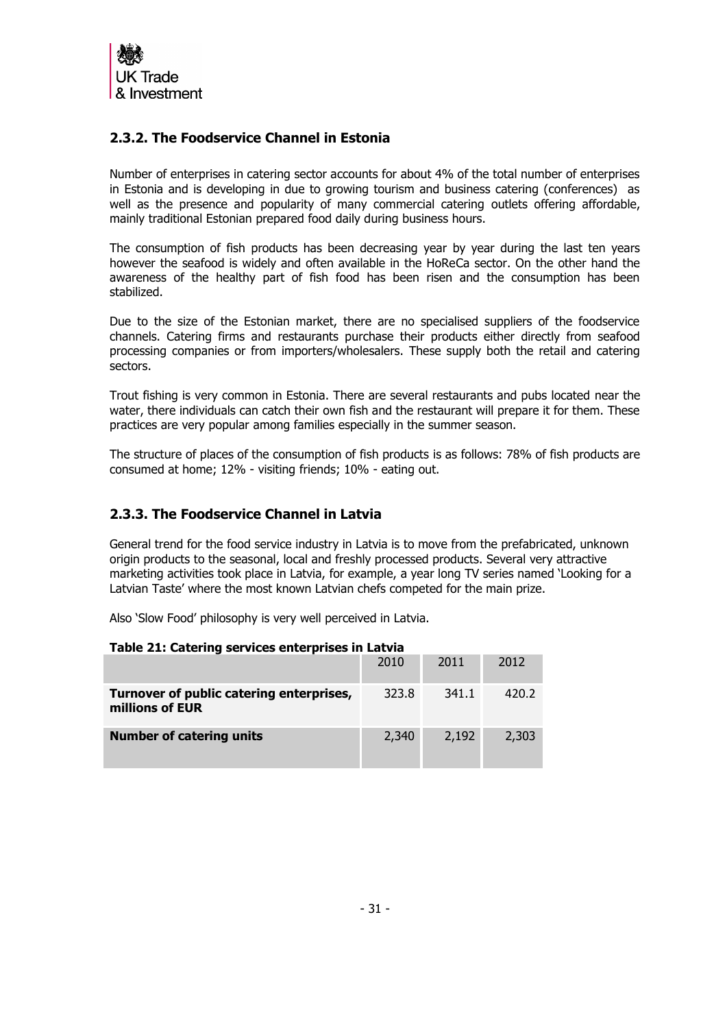## 2.3.2. The Foodservice Channel in Estonia

Number of enterprises in catering sector accounts for about 4% of the total number of enterprises in Estonia and is developing in due to growing tourism and business catering (conferences) as well as the presence and popularity of many commercial catering outlets offering affordable, mainly traditional Estonian prepared food daily during business hours.

The consumption of fish products has been decreasing year by year during the last ten years however the seafood is widely and often available in the HoReCa sector. On the other hand the awareness of the healthy part of fish food has been risen and the consumption has been stabilized.

Due to the size of the Estonian market, there are no specialised suppliers of the foodservice channels. Catering firms and restaurants purchase their products either directly from seafood processing companies or from importers/wholesalers. These supply both the retail and catering sectors.

Trout fishing is very common in Estonia. There are several restaurants and pubs located near the water, there individuals can catch their own fish and the restaurant will prepare it for them. These practices are very popular among families especially in the summer season.

The structure of places of the consumption of fish products is as follows: 78% of fish products are consumed at home; 12% - visiting friends; 10% - eating out.

## 2.3.3. The Foodservice Channel in Latvia

General trend for the food service industry in Latvia is to move from the prefabricated, unknown origin products to the seasonal, local and freshly processed products. Several very attractive marketing activities took place in Latvia, for example, a year long TV series named 'Looking for a Latvian Taste' where the most known Latvian chefs competed for the main prize.

Also 'Slow Food' philosophy is very well perceived in Latvia.

**Table 21: Catering services enterprises in Latvia**

| | 2010 | 2011 | 2012 |
|---|---|---|---|
| **Turnover of public catering enterprises, millions of EUR** | 323.8 | 341.1 | 420.2 |
| **Number of catering units** | 2,340 | 2,192 | 2,303 |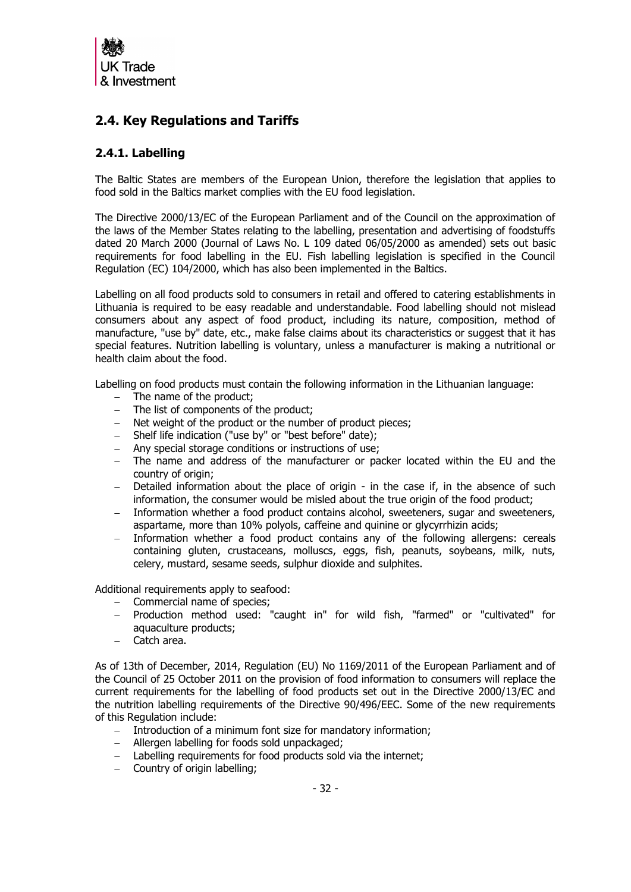## 2.4. Key Regulations and Tariffs

### 2.4.1. Labelling

The Baltic States are members of the European Union, therefore the legislation that applies to food sold in the Baltics market complies with the EU food legislation.

The Directive 2000/13/EC of the European Parliament and of the Council on the approximation of the laws of the Member States relating to the labelling, presentation and advertising of foodstuffs dated 20 March 2000 (Journal of Laws No. L 109 dated 06/05/2000 as amended) sets out basic requirements for food labelling in the EU. Fish labelling legislation is specified in the Council Regulation (EC) 104/2000, which has also been implemented in the Baltics.

Labelling on all food products sold to consumers in retail and offered to catering establishments in Lithuania is required to be easy readable and understandable. Food labelling should not mislead consumers about any aspect of food product, including its nature, composition, method of manufacture, "use by" date, etc., make false claims about its characteristics or suggest that it has special features. Nutrition labelling is voluntary, unless a manufacturer is making a nutritional or health claim about the food.

Labelling on food products must contain the following information in the Lithuanian language:

- The name of the product;
- The list of components of the product;
- Net weight of the product or the number of product pieces;
- Shelf life indication ("use by" or "best before" date);
- Any special storage conditions or instructions of use;
- The name and address of the manufacturer or packer located within the EU and the country of origin;
- Detailed information about the place of origin - in the case if, in the absence of such information, the consumer would be misled about the true origin of the food product;
- Information whether a food product contains alcohol, sweeteners, sugar and sweeteners, aspartame, more than 10% polyols, caffeine and quinine or glycyrrhizin acids;
- Information whether a food product contains any of the following allergens: cereals containing gluten, crustaceans, molluscs, eggs, fish, peanuts, soybeans, milk, nuts, celery, mustard, sesame seeds, sulphur dioxide and sulphites.

Additional requirements apply to seafood:

- Commercial name of species;
- Production method used: "caught in" for wild fish, "farmed" or "cultivated" for aquaculture products;
- Catch area.

As of 13th of December, 2014, Regulation (EU) No 1169/2011 of the European Parliament and of the Council of 25 October 2011 on the provision of food information to consumers will replace the current requirements for the labelling of food products set out in the Directive 2000/13/EC and the nutrition labelling requirements of the Directive 90/496/EEC. Some of the new requirements of this Regulation include:

- Introduction of a minimum font size for mandatory information;
- Allergen labelling for foods sold unpackaged;
- Labelling requirements for food products sold via the internet;
- Country of origin labelling;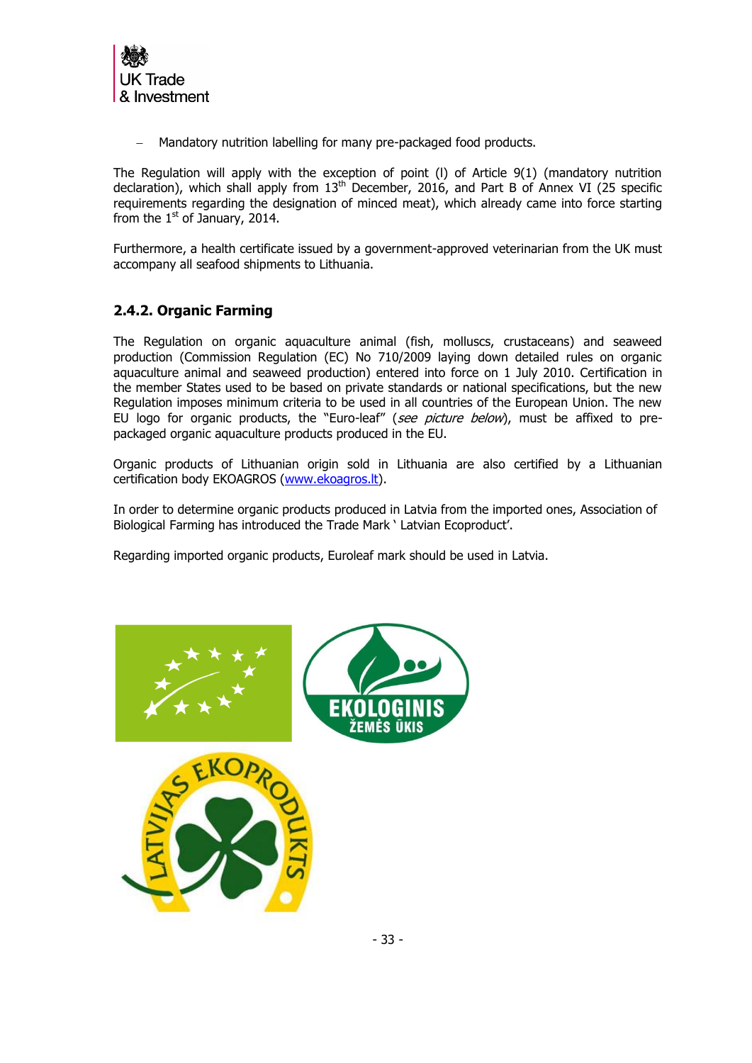– Mandatory nutrition labelling for many pre-packaged food products.

The Regulation will apply with the exception of point (l) of Article 9(1) (mandatory nutrition declaration), which shall apply from 13th December, 2016, and Part B of Annex VI (25 specific requirements regarding the designation of minced meat), which already came into force starting from the 1st of January, 2014.

Furthermore, a health certificate issued by a government-approved veterinarian from the UK must accompany all seafood shipments to Lithuania.

### 2.4.2. Organic Farming

The Regulation on organic aquaculture animal (fish, molluscs, crustaceans) and seaweed production (Commission Regulation (EC) No 710/2009 laying down detailed rules on organic aquaculture animal and seaweed production) entered into force on 1 July 2010. Certification in the member States used to be based on private standards or national specifications, but the new Regulation imposes minimum criteria to be used in all countries of the European Union. The new EU logo for organic products, the "Euro-leaf" (*see picture below*), must be affixed to pre-packaged organic aquaculture products produced in the EU.

Organic products of Lithuanian origin sold in Lithuania are also certified by a Lithuanian certification body EKOAGROS (www.ekoagros.lt).

In order to determine organic products produced in Latvia from the imported ones, Association of Biological Farming has introduced the Trade Mark ' Latvian Ecoproduct'.

Regarding imported organic products, Euroleaf mark should be used in Latvia.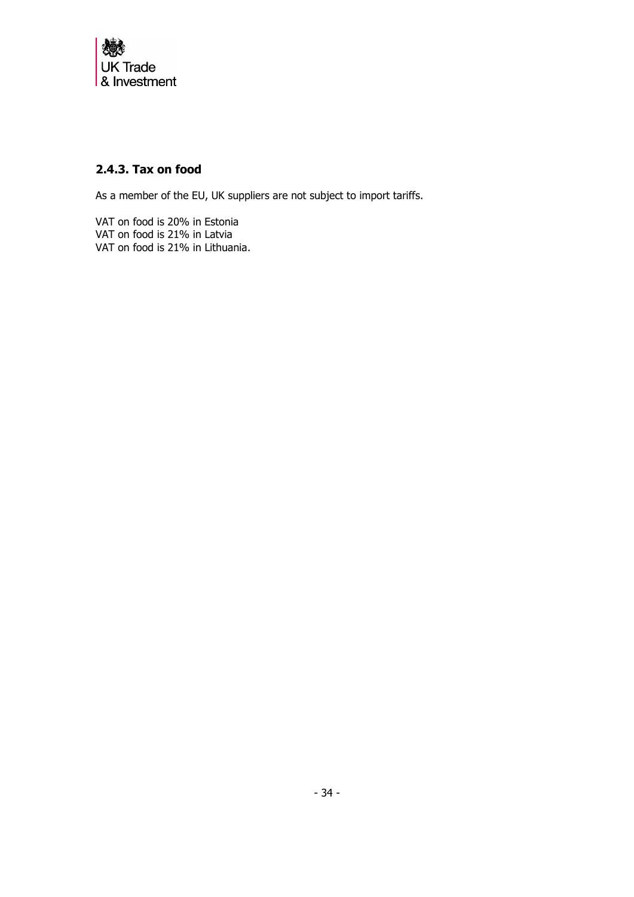### 2.4.3. Tax on food

As a member of the EU, UK suppliers are not subject to import tariffs.

VAT on food is 20% in Estonia
VAT on food is 21% in Latvia
VAT on food is 21% in Lithuania.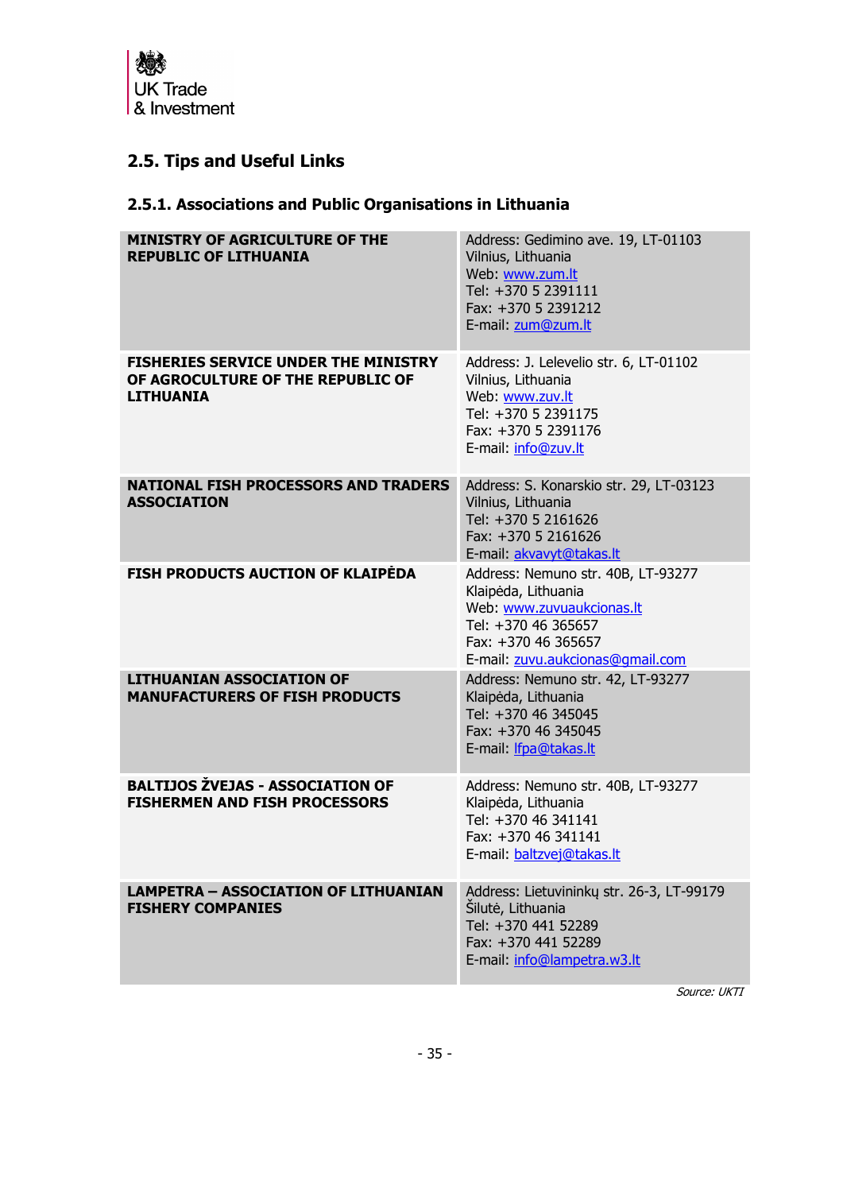## 2.5. Tips and Useful Links

### 2.5.1. Associations and Public Organisations in Lithuania

| | |
|---|---|
| **MINISTRY OF AGRICULTURE OF THE REPUBLIC OF LITHUANIA** | Address: Gedimino ave. 19, LT-01103 Vilnius, Lithuania<br>Web: www.zum.lt<br>Tel: +370 5 2391111<br>Fax: +370 5 2391212<br>E-mail: zum@zum.lt |
| **FISHERIES SERVICE UNDER THE MINISTRY OF AGROCULTURE OF THE REPUBLIC OF LITHUANIA** | Address: J. Lelevelio str. 6, LT-01102 Vilnius, Lithuania<br>Web: www.zuv.lt<br>Tel: +370 5 2391175<br>Fax: +370 5 2391176<br>E-mail: info@zuv.lt |
| **NATIONAL FISH PROCESSORS AND TRADERS ASSOCIATION** | Address: S. Konarskio str. 29, LT-03123 Vilnius, Lithuania<br>Tel: +370 5 2161626<br>Fax: +370 5 2161626<br>E-mail: akvavyt@takas.lt |
| **FISH PRODUCTS AUCTION OF KLAIPĖDA** | Address: Nemuno str. 40B, LT-93277 Klaipėda, Lithuania<br>Web: www.zuvuaukcionas.lt<br>Tel: +370 46 365657<br>Fax: +370 46 365657<br>E-mail: zuvu.aukcionas@gmail.com |
| **LITHUANIAN ASSOCIATION OF MANUFACTURERS OF FISH PRODUCTS** | Address: Nemuno str. 42, LT-93277 Klaipėda, Lithuania<br>Tel: +370 46 345045<br>Fax: +370 46 345045<br>E-mail: lfpa@takas.lt |
| **BALTIJOS ŽVEJAS - ASSOCIATION OF FISHERMEN AND FISH PROCESSORS** | Address: Nemuno str. 40B, LT-93277 Klaipėda, Lithuania<br>Tel: +370 46 341141<br>Fax: +370 46 341141<br>E-mail: baltzvej@takas.lt |
| **LAMPETRA – ASSOCIATION OF LITHUANIAN FISHERY COMPANIES** | Address: Lietuvininkų str. 26-3, LT-99179 Šilutė, Lithuania<br>Tel: +370 441 52289<br>Fax: +370 441 52289<br>E-mail: info@lampetra.w3.lt |

*Source: UKTI*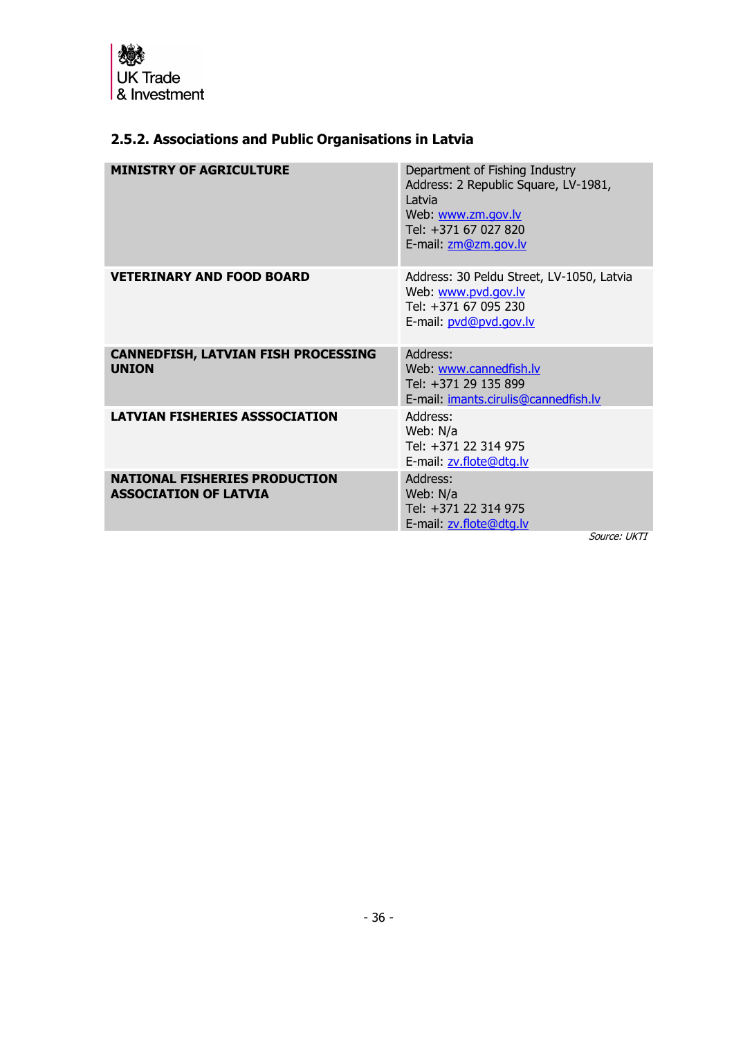## 2.5.2. Associations and Public Organisations in Latvia

| | |
|---|---|
| **MINISTRY OF AGRICULTURE** | Department of Fishing Industry<br>Address: 2 Republic Square, LV-1981, Latvia<br>Web: www.zm.gov.lv<br>Tel: +371 67 027 820<br>E-mail: zm@zm.gov.lv |
| **VETERINARY AND FOOD BOARD** | Address: 30 Peldu Street, LV-1050, Latvia<br>Web: www.pvd.gov.lv<br>Tel: +371 67 095 230<br>E-mail: pvd@pvd.gov.lv |
| **CANNEDFISH, LATVIAN FISH PROCESSING UNION** | Address:<br>Web: www.cannedfish.lv<br>Tel: +371 29 135 899<br>E-mail: imants.cirulis@cannedfish.lv |
| **LATVIAN FISHERIES ASSSOCIATION** | Address:<br>Web: N/a<br>Tel: +371 22 314 975<br>E-mail: zv.flote@dtg.lv |
| **NATIONAL FISHERIES PRODUCTION ASSOCIATION OF LATVIA** | Address:<br>Web: N/a<br>Tel: +371 22 314 975<br>E-mail: zv.flote@dtg.lv |

*Source: UKTI*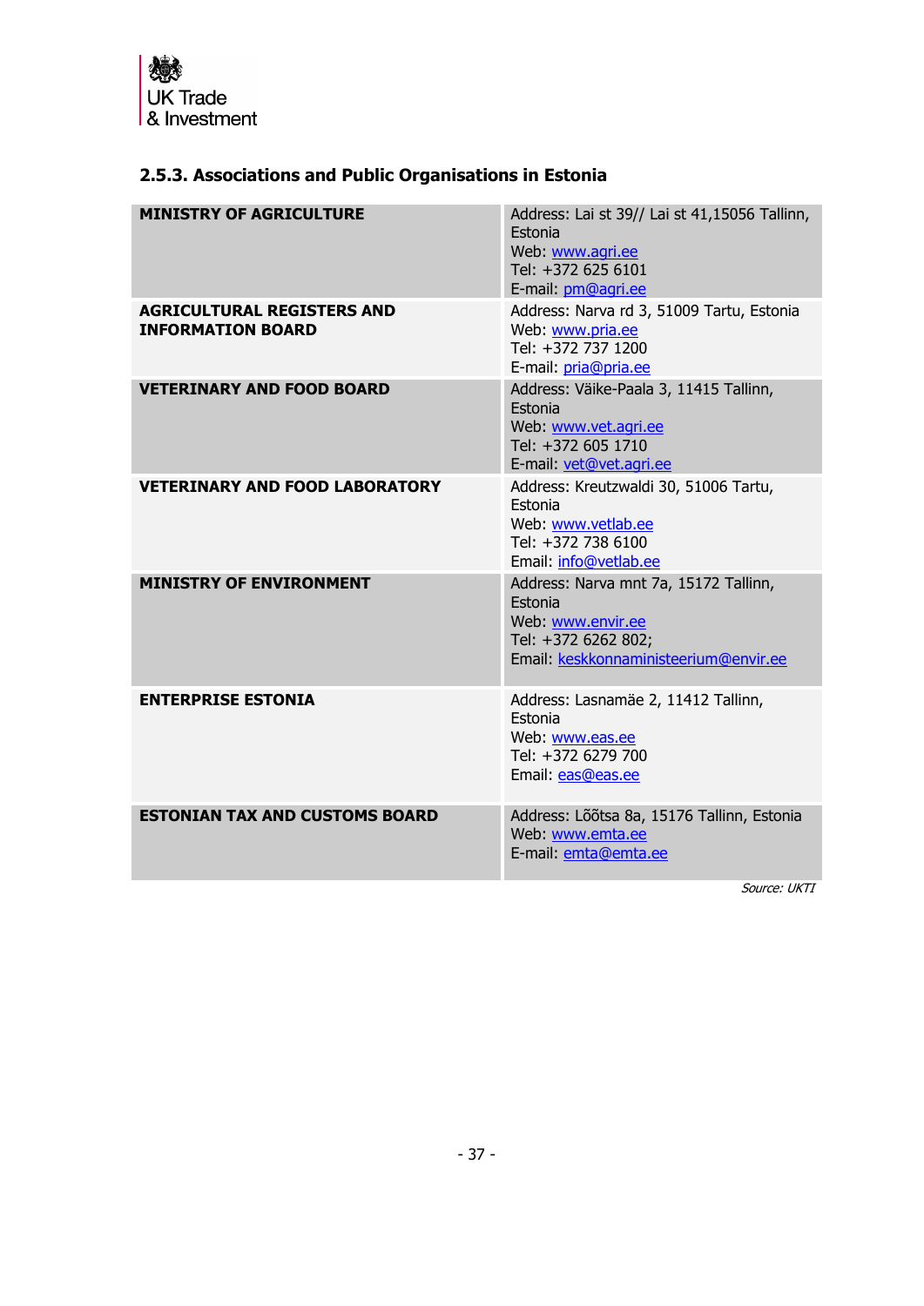### 2.5.3. Associations and Public Organisations in Estonia

| | |
|---|---|
| **MINISTRY OF AGRICULTURE** | Address: Lai st 39// Lai st 41,15056 Tallinn, Estonia<br>Web: www.agri.ee<br>Tel: +372 625 6101<br>E-mail: pm@agri.ee |
| **AGRICULTURAL REGISTERS AND INFORMATION BOARD** | Address: Narva rd 3, 51009 Tartu, Estonia<br>Web: www.pria.ee<br>Tel: +372 737 1200<br>E-mail: pria@pria.ee |
| **VETERINARY AND FOOD BOARD** | Address: Väike-Paala 3, 11415 Tallinn, Estonia<br>Web: www.vet.agri.ee<br>Tel: +372 605 1710<br>E-mail: vet@vet.agri.ee |
| **VETERINARY AND FOOD LABORATORY** | Address: Kreutzwaldi 30, 51006 Tartu, Estonia<br>Web: www.vetlab.ee<br>Tel: +372 738 6100<br>Email: info@vetlab.ee |
| **MINISTRY OF ENVIRONMENT** | Address: Narva mnt 7a, 15172 Tallinn, Estonia<br>Web: www.envir.ee<br>Tel: +372 6262 802;<br>Email: keskkonnaministeerium@envir.ee |
| **ENTERPRISE ESTONIA** | Address: Lasnamäe 2, 11412 Tallinn, Estonia<br>Web: www.eas.ee<br>Tel: +372 6279 700<br>Email: eas@eas.ee |
| **ESTONIAN TAX AND CUSTOMS BOARD** | Address: Lõõtsa 8a, 15176 Tallinn, Estonia<br>Web: www.emta.ee<br>E-mail: emta@emta.ee |

*Source: UKTI*